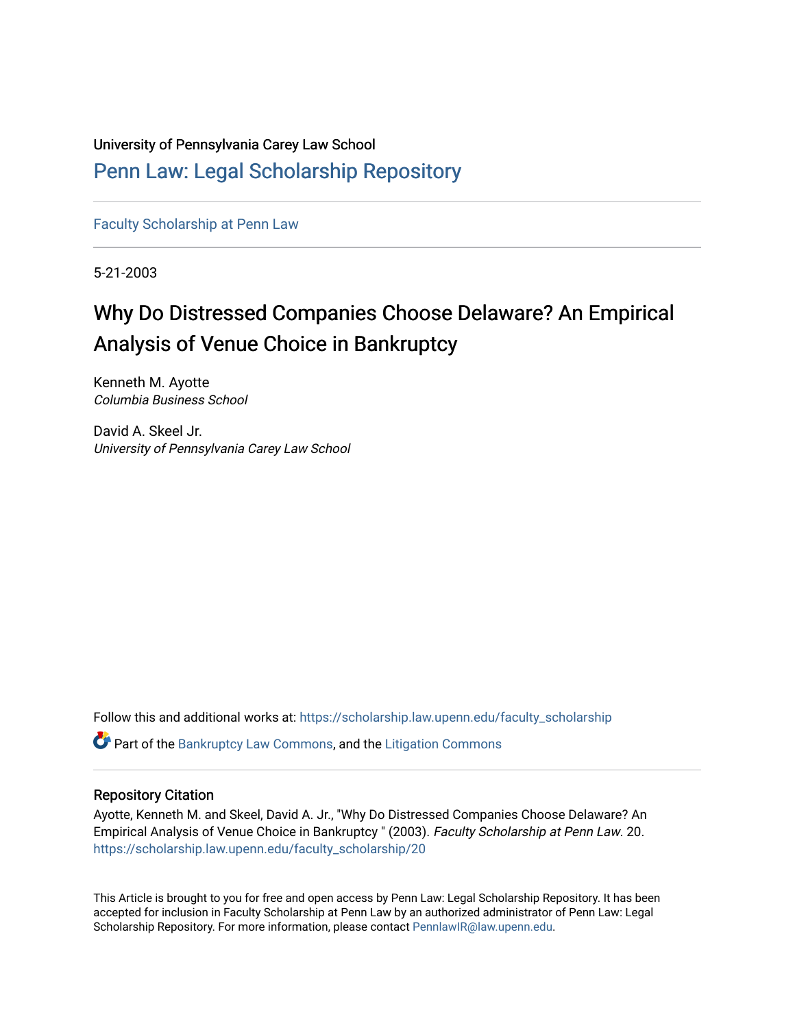University of Pennsylvania Carey Law School

# Penn Law: Legal Scholarship Repository

Faculty Scholarship at Penn Law

5-21-2003

## Why Do Distressed Companies Choose Delaware? An Empirical Analysis of Venue Choice in Bankruptcy

Kenneth M. Ayotte
*Columbia Business School*

David A. Skeel Jr.
*University of Pennsylvania Carey Law School*

Follow this and additional works at: https://scholarship.law.upenn.edu/faculty_scholarship

Part of the Bankruptcy Law Commons, and the Litigation Commons

### Repository Citation

Ayotte, Kenneth M. and Skeel, David A. Jr., "Why Do Distressed Companies Choose Delaware? An Empirical Analysis of Venue Choice in Bankruptcy " (2003). *Faculty Scholarship at Penn Law*. 20.
https://scholarship.law.upenn.edu/faculty_scholarship/20

This Article is brought to you for free and open access by Penn Law: Legal Scholarship Repository. It has been accepted for inclusion in Faculty Scholarship at Penn Law by an authorized administrator of Penn Law: Legal Scholarship Repository. For more information, please contact PennlawIR@law.upenn.edu.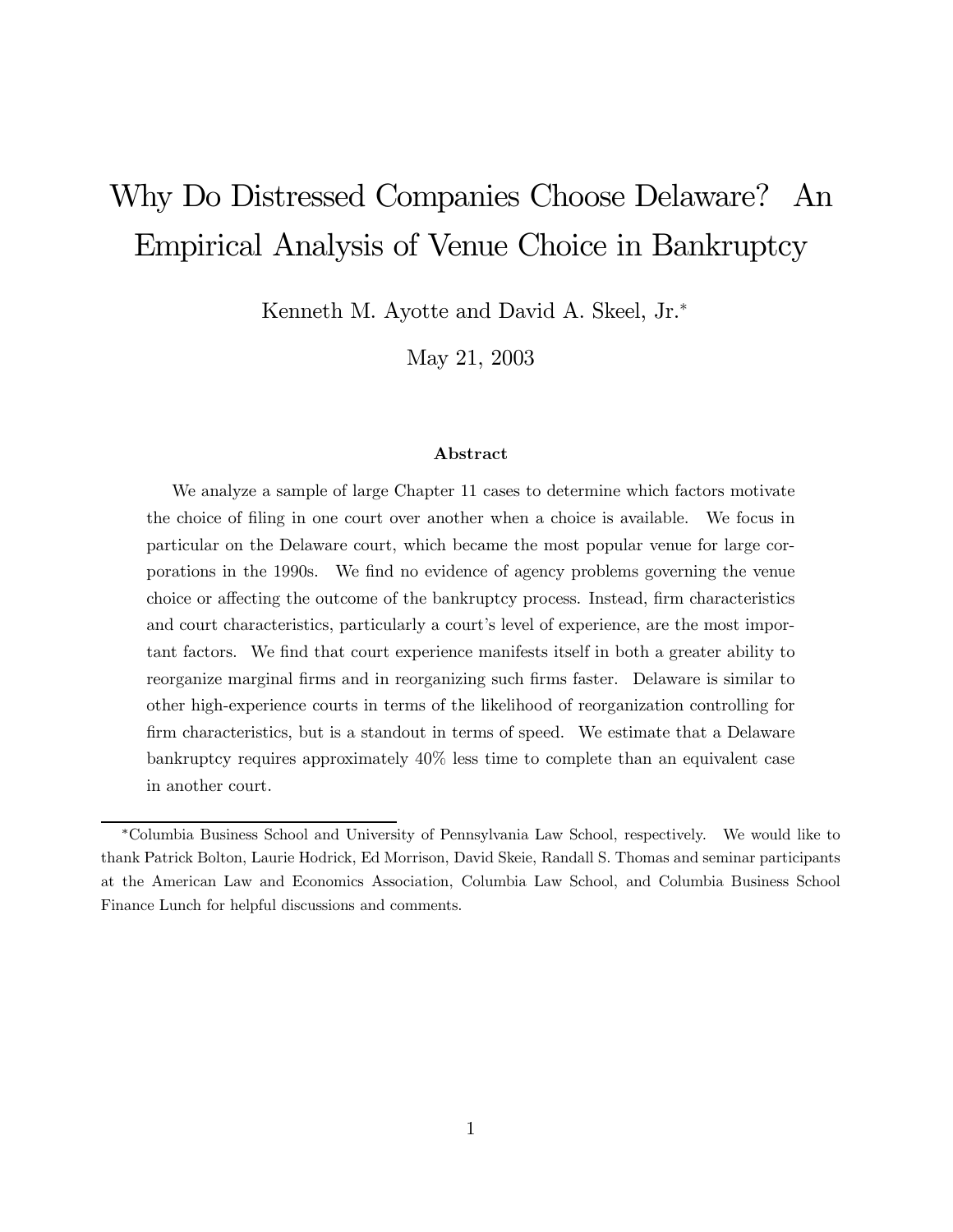# Why Do Distressed Companies Choose Delaware? An Empirical Analysis of Venue Choice in Bankruptcy

Kenneth M. Ayotte and David A. Skeel, Jr.*

May 21, 2003

### Abstract

We analyze a sample of large Chapter 11 cases to determine which factors motivate the choice of filing in one court over another when a choice is available. We focus in particular on the Delaware court, which became the most popular venue for large corporations in the 1990s. We find no evidence of agency problems governing the venue choice or affecting the outcome of the bankruptcy process. Instead, firm characteristics and court characteristics, particularly a court's level of experience, are the most important factors. We find that court experience manifests itself in both a greater ability to reorganize marginal firms and in reorganizing such firms faster. Delaware is similar to other high-experience courts in terms of the likelihood of reorganization controlling for firm characteristics, but is a standout in terms of speed. We estimate that a Delaware bankruptcy requires approximately 40% less time to complete than an equivalent case in another court.

---

*Columbia Business School and University of Pennsylvania Law School, respectively. We would like to thank Patrick Bolton, Laurie Hodrick, Ed Morrison, David Skeie, Randall S. Thomas and seminar participants at the American Law and Economics Association, Columbia Law School, and Columbia Business School Finance Lunch for helpful discussions and comments.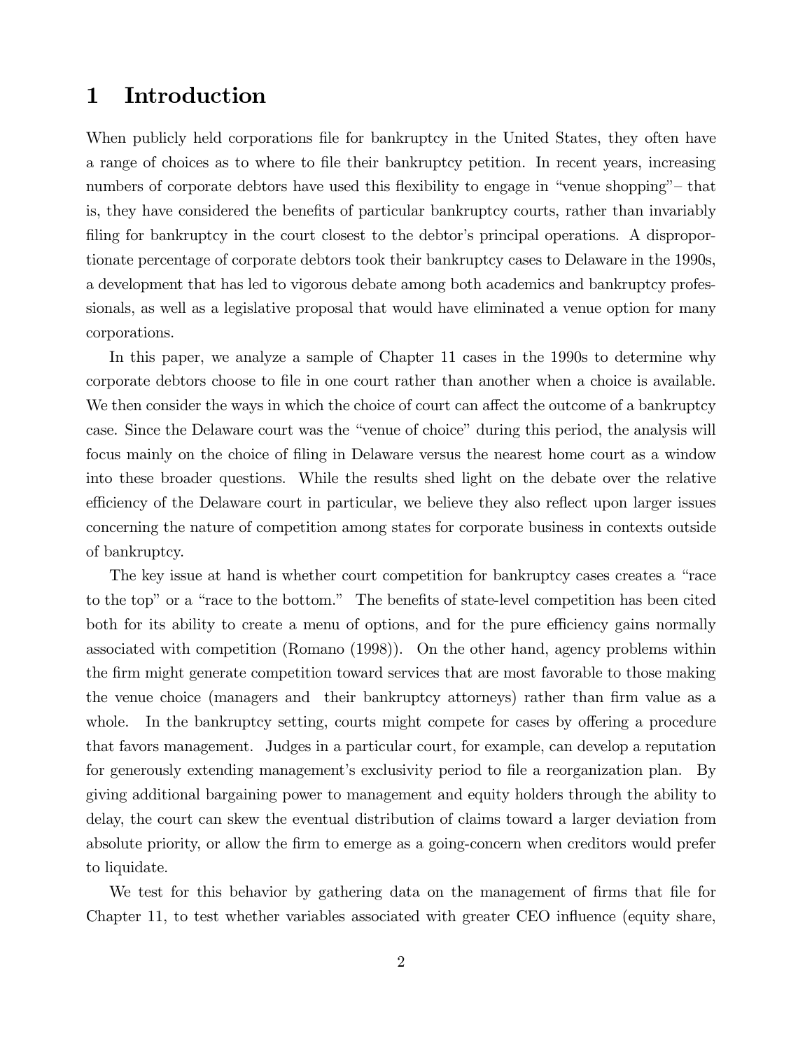# 1 Introduction

When publicly held corporations file for bankruptcy in the United States, they often have a range of choices as to where to file their bankruptcy petition. In recent years, increasing numbers of corporate debtors have used this flexibility to engage in "venue shopping"– that is, they have considered the benefits of particular bankruptcy courts, rather than invariably filing for bankruptcy in the court closest to the debtor's principal operations. A disproportionate percentage of corporate debtors took their bankruptcy cases to Delaware in the 1990s, a development that has led to vigorous debate among both academics and bankruptcy professionals, as well as a legislative proposal that would have eliminated a venue option for many corporations.

In this paper, we analyze a sample of Chapter 11 cases in the 1990s to determine why corporate debtors choose to file in one court rather than another when a choice is available. We then consider the ways in which the choice of court can affect the outcome of a bankruptcy case. Since the Delaware court was the "venue of choice" during this period, the analysis will focus mainly on the choice of filing in Delaware versus the nearest home court as a window into these broader questions. While the results shed light on the debate over the relative efficiency of the Delaware court in particular, we believe they also reflect upon larger issues concerning the nature of competition among states for corporate business in contexts outside of bankruptcy.

The key issue at hand is whether court competition for bankruptcy cases creates a "race to the top" or a "race to the bottom." The benefits of state-level competition has been cited both for its ability to create a menu of options, and for the pure efficiency gains normally associated with competition (Romano (1998)). On the other hand, agency problems within the firm might generate competition toward services that are most favorable to those making the venue choice (managers and their bankruptcy attorneys) rather than firm value as a whole. In the bankruptcy setting, courts might compete for cases by offering a procedure that favors management. Judges in a particular court, for example, can develop a reputation for generously extending management's exclusivity period to file a reorganization plan. By giving additional bargaining power to management and equity holders through the ability to delay, the court can skew the eventual distribution of claims toward a larger deviation from absolute priority, or allow the firm to emerge as a going-concern when creditors would prefer to liquidate.

We test for this behavior by gathering data on the management of firms that file for Chapter 11, to test whether variables associated with greater CEO influence (equity share,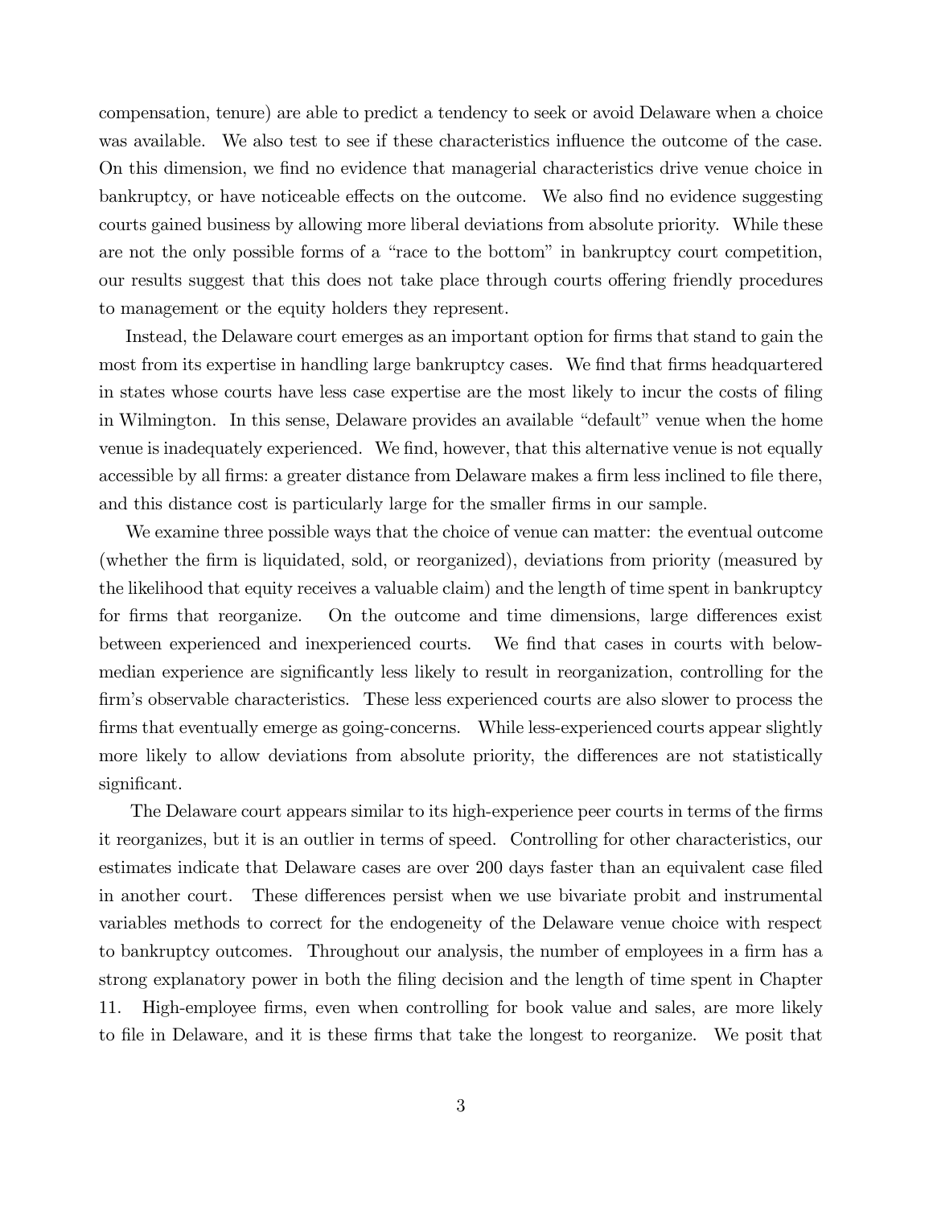compensation, tenure) are able to predict a tendency to seek or avoid Delaware when a choice was available. We also test to see if these characteristics influence the outcome of the case. On this dimension, we find no evidence that managerial characteristics drive venue choice in bankruptcy, or have noticeable effects on the outcome. We also find no evidence suggesting courts gained business by allowing more liberal deviations from absolute priority. While these are not the only possible forms of a "race to the bottom" in bankruptcy court competition, our results suggest that this does not take place through courts offering friendly procedures to management or the equity holders they represent.

Instead, the Delaware court emerges as an important option for firms that stand to gain the most from its expertise in handling large bankruptcy cases. We find that firms headquartered in states whose courts have less case expertise are the most likely to incur the costs of filing in Wilmington. In this sense, Delaware provides an available "default" venue when the home venue is inadequately experienced. We find, however, that this alternative venue is not equally accessible by all firms: a greater distance from Delaware makes a firm less inclined to file there, and this distance cost is particularly large for the smaller firms in our sample.

We examine three possible ways that the choice of venue can matter: the eventual outcome (whether the firm is liquidated, sold, or reorganized), deviations from priority (measured by the likelihood that equity receives a valuable claim) and the length of time spent in bankruptcy for firms that reorganize. On the outcome and time dimensions, large differences exist between experienced and inexperienced courts. We find that cases in courts with below-median experience are significantly less likely to result in reorganization, controlling for the firm's observable characteristics. These less experienced courts are also slower to process the firms that eventually emerge as going-concerns. While less-experienced courts appear slightly more likely to allow deviations from absolute priority, the differences are not statistically significant.

The Delaware court appears similar to its high-experience peer courts in terms of the firms it reorganizes, but it is an outlier in terms of speed. Controlling for other characteristics, our estimates indicate that Delaware cases are over 200 days faster than an equivalent case filed in another court. These differences persist when we use bivariate probit and instrumental variables methods to correct for the endogeneity of the Delaware venue choice with respect to bankruptcy outcomes. Throughout our analysis, the number of employees in a firm has a strong explanatory power in both the filing decision and the length of time spent in Chapter 11. High-employee firms, even when controlling for book value and sales, are more likely to file in Delaware, and it is these firms that take the longest to reorganize. We posit that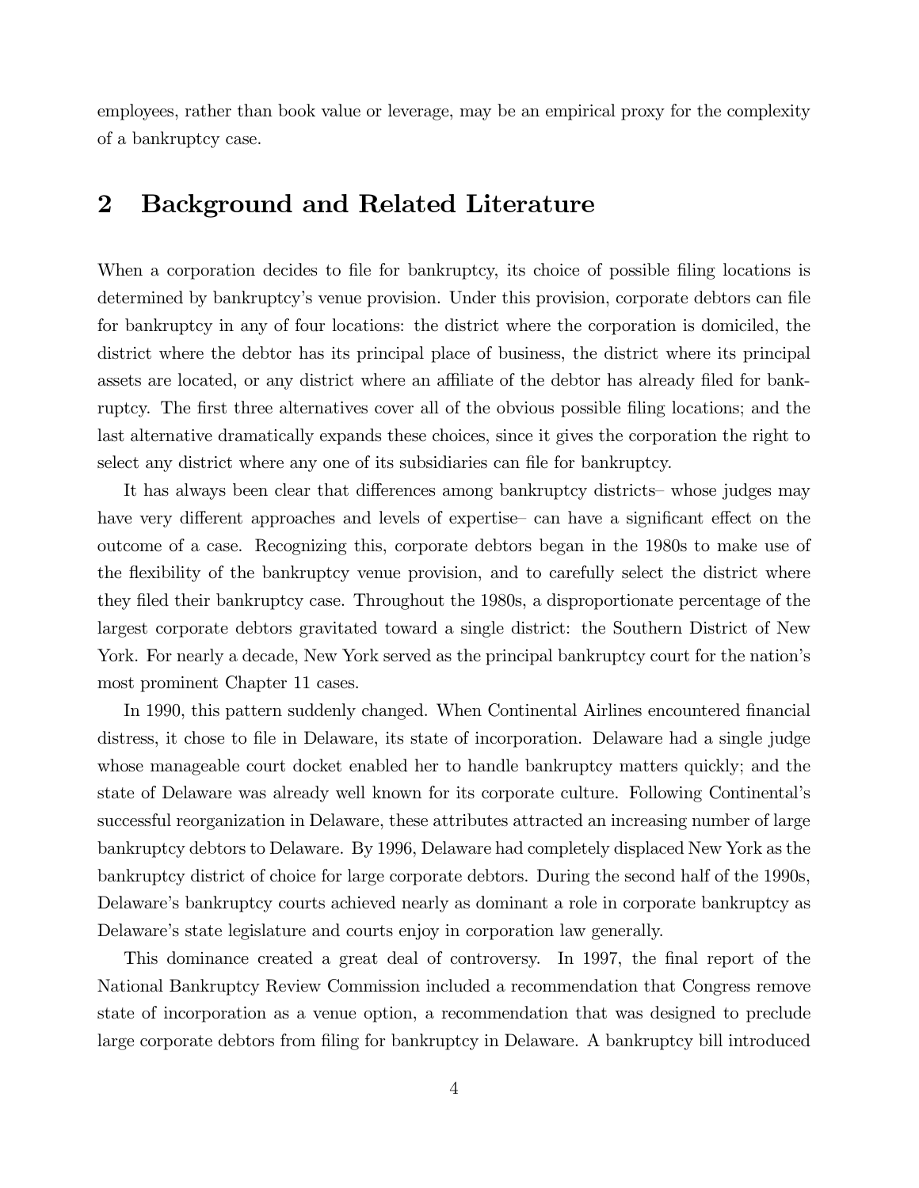employees, rather than book value or leverage, may be an empirical proxy for the complexity of a bankruptcy case.

## 2 Background and Related Literature

When a corporation decides to file for bankruptcy, its choice of possible filing locations is determined by bankruptcy's venue provision. Under this provision, corporate debtors can file for bankruptcy in any of four locations: the district where the corporation is domiciled, the district where the debtor has its principal place of business, the district where its principal assets are located, or any district where an affiliate of the debtor has already filed for bankruptcy. The first three alternatives cover all of the obvious possible filing locations; and the last alternative dramatically expands these choices, since it gives the corporation the right to select any district where any one of its subsidiaries can file for bankruptcy.

It has always been clear that differences among bankruptcy districts– whose judges may have very different approaches and levels of expertise– can have a significant effect on the outcome of a case. Recognizing this, corporate debtors began in the 1980s to make use of the flexibility of the bankruptcy venue provision, and to carefully select the district where they filed their bankruptcy case. Throughout the 1980s, a disproportionate percentage of the largest corporate debtors gravitated toward a single district: the Southern District of New York. For nearly a decade, New York served as the principal bankruptcy court for the nation's most prominent Chapter 11 cases.

In 1990, this pattern suddenly changed. When Continental Airlines encountered financial distress, it chose to file in Delaware, its state of incorporation. Delaware had a single judge whose manageable court docket enabled her to handle bankruptcy matters quickly; and the state of Delaware was already well known for its corporate culture. Following Continental's successful reorganization in Delaware, these attributes attracted an increasing number of large bankruptcy debtors to Delaware. By 1996, Delaware had completely displaced New York as the bankruptcy district of choice for large corporate debtors. During the second half of the 1990s, Delaware's bankruptcy courts achieved nearly as dominant a role in corporate bankruptcy as Delaware's state legislature and courts enjoy in corporation law generally.

This dominance created a great deal of controversy. In 1997, the final report of the National Bankruptcy Review Commission included a recommendation that Congress remove state of incorporation as a venue option, a recommendation that was designed to preclude large corporate debtors from filing for bankruptcy in Delaware. A bankruptcy bill introduced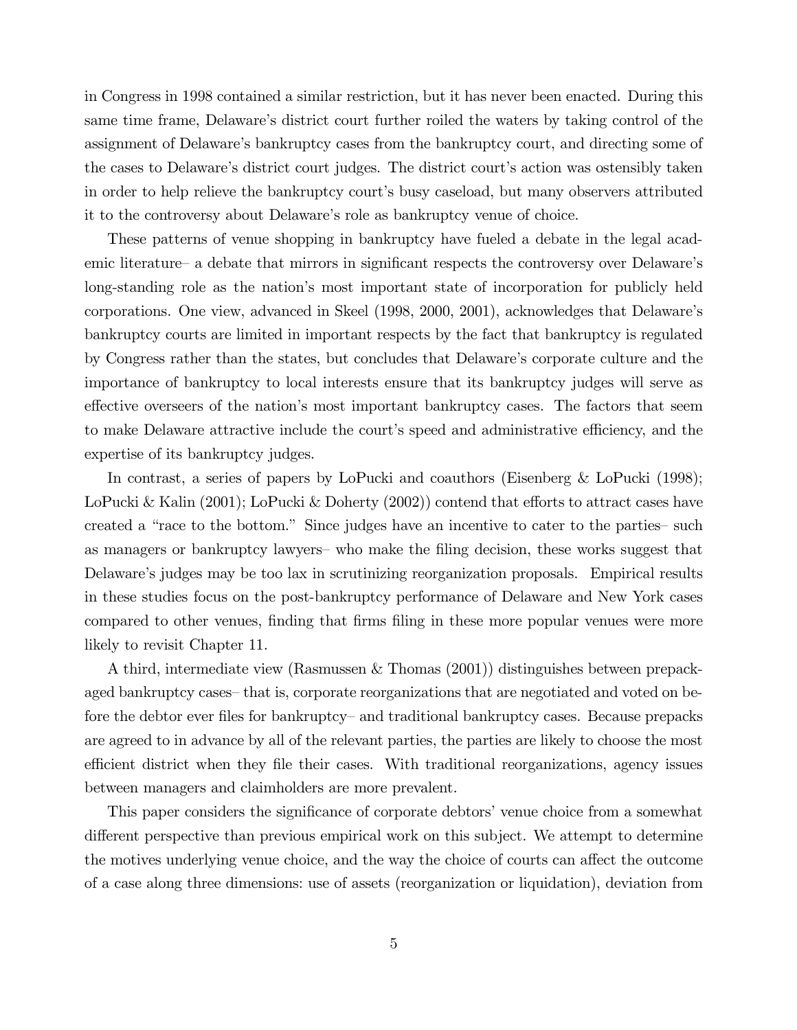in Congress in 1998 contained a similar restriction, but it has never been enacted. During this same time frame, Delaware's district court further roiled the waters by taking control of the assignment of Delaware's bankruptcy cases from the bankruptcy court, and directing some of the cases to Delaware's district court judges. The district court's action was ostensibly taken in order to help relieve the bankruptcy court's busy caseload, but many observers attributed it to the controversy about Delaware's role as bankruptcy venue of choice.

These patterns of venue shopping in bankruptcy have fueled a debate in the legal academic literature– a debate that mirrors in significant respects the controversy over Delaware's long-standing role as the nation's most important state of incorporation for publicly held corporations. One view, advanced in Skeel (1998, 2000, 2001), acknowledges that Delaware's bankruptcy courts are limited in important respects by the fact that bankruptcy is regulated by Congress rather than the states, but concludes that Delaware's corporate culture and the importance of bankruptcy to local interests ensure that its bankruptcy judges will serve as effective overseers of the nation's most important bankruptcy cases. The factors that seem to make Delaware attractive include the court's speed and administrative efficiency, and the expertise of its bankruptcy judges.

In contrast, a series of papers by LoPucki and coauthors (Eisenberg & LoPucki (1998); LoPucki & Kalin (2001); LoPucki & Doherty (2002)) contend that efforts to attract cases have created a "race to the bottom." Since judges have an incentive to cater to the parties– such as managers or bankruptcy lawyers– who make the filing decision, these works suggest that Delaware's judges may be too lax in scrutinizing reorganization proposals. Empirical results in these studies focus on the post-bankruptcy performance of Delaware and New York cases compared to other venues, finding that firms filing in these more popular venues were more likely to revisit Chapter 11.

A third, intermediate view (Rasmussen & Thomas (2001)) distinguishes between prepackaged bankruptcy cases– that is, corporate reorganizations that are negotiated and voted on before the debtor ever files for bankruptcy– and traditional bankruptcy cases. Because prepacks are agreed to in advance by all of the relevant parties, the parties are likely to choose the most efficient district when they file their cases. With traditional reorganizations, agency issues between managers and claimholders are more prevalent.

This paper considers the significance of corporate debtors' venue choice from a somewhat different perspective than previous empirical work on this subject. We attempt to determine the motives underlying venue choice, and the way the choice of courts can affect the outcome of a case along three dimensions: use of assets (reorganization or liquidation), deviation from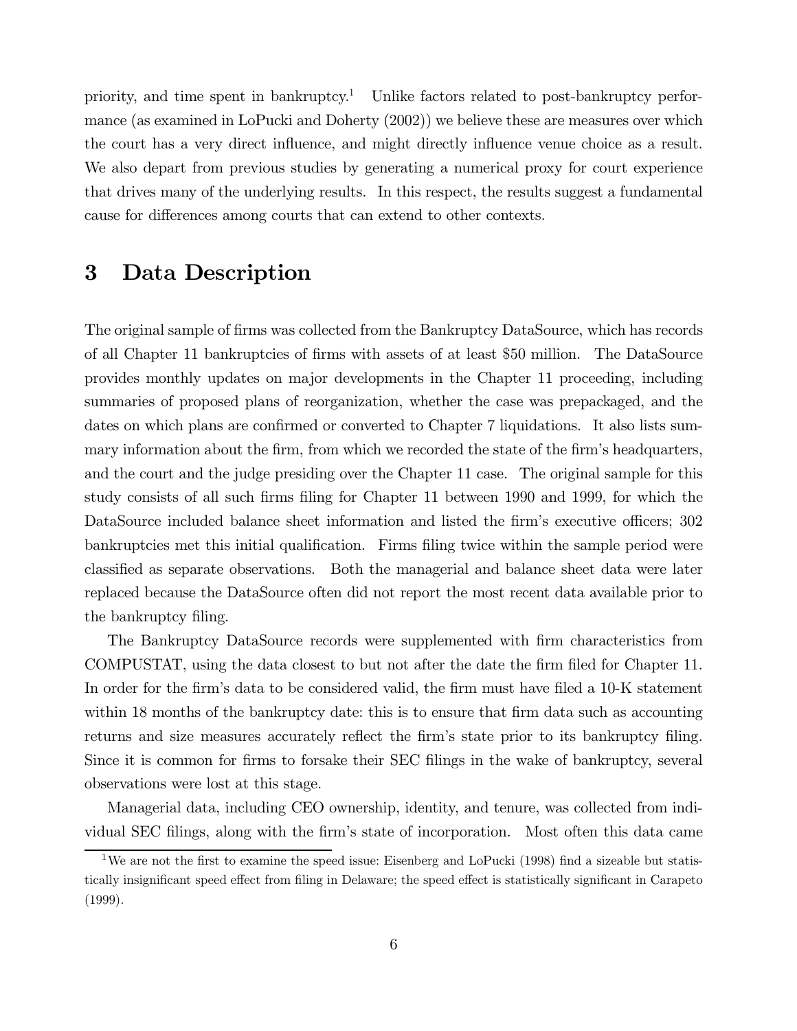priority, and time spent in bankruptcy.[1] Unlike factors related to post-bankruptcy performance (as examined in LoPucki and Doherty (2002)) we believe these are measures over which the court has a very direct influence, and might directly influence venue choice as a result. We also depart from previous studies by generating a numerical proxy for court experience that drives many of the underlying results. In this respect, the results suggest a fundamental cause for differences among courts that can extend to other contexts.

# 3 Data Description

The original sample of firms was collected from the Bankruptcy DataSource, which has records of all Chapter 11 bankruptcies of firms with assets of at least \$50 million. The DataSource provides monthly updates on major developments in the Chapter 11 proceeding, including summaries of proposed plans of reorganization, whether the case was prepackaged, and the dates on which plans are confirmed or converted to Chapter 7 liquidations. It also lists summary information about the firm, from which we recorded the state of the firm's headquarters, and the court and the judge presiding over the Chapter 11 case. The original sample for this study consists of all such firms filing for Chapter 11 between 1990 and 1999, for which the DataSource included balance sheet information and listed the firm's executive officers; 302 bankruptcies met this initial qualification. Firms filing twice within the sample period were classified as separate observations. Both the managerial and balance sheet data were later replaced because the DataSource often did not report the most recent data available prior to the bankruptcy filing.

The Bankruptcy DataSource records were supplemented with firm characteristics from COMPUSTAT, using the data closest to but not after the date the firm filed for Chapter 11. In order for the firm's data to be considered valid, the firm must have filed a 10-K statement within 18 months of the bankruptcy date: this is to ensure that firm data such as accounting returns and size measures accurately reflect the firm's state prior to its bankruptcy filing. Since it is common for firms to forsake their SEC filings in the wake of bankruptcy, several observations were lost at this stage.

Managerial data, including CEO ownership, identity, and tenure, was collected from individual SEC filings, along with the firm's state of incorporation. Most often this data came

[1] We are not the first to examine the speed issue: Eisenberg and LoPucki (1998) find a sizeable but statistically insignificant speed effect from filing in Delaware; the speed effect is statistically significant in Carapeto (1999).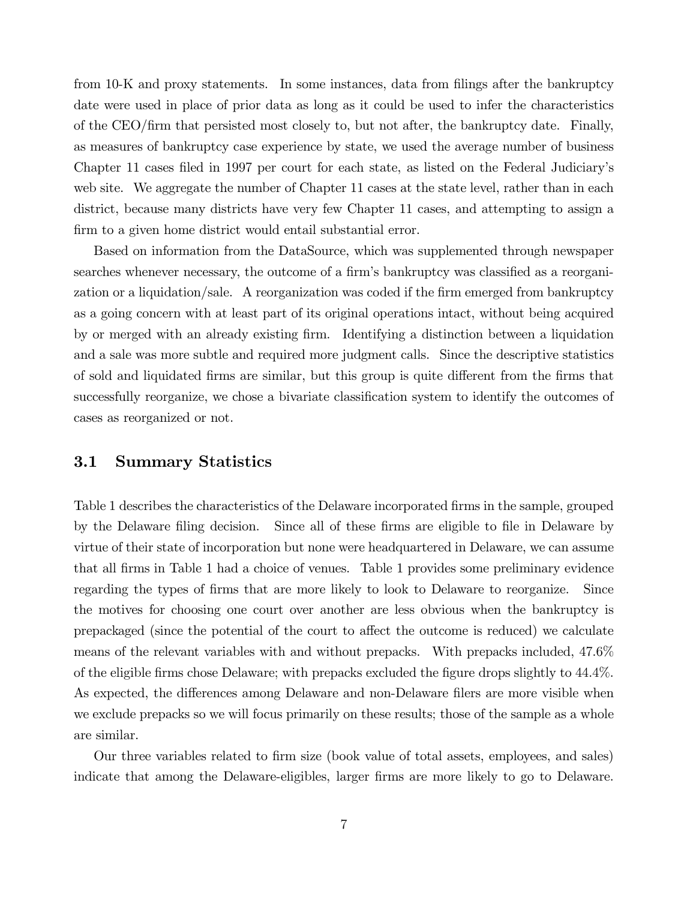from 10-K and proxy statements. In some instances, data from filings after the bankruptcy date were used in place of prior data as long as it could be used to infer the characteristics of the CEO/firm that persisted most closely to, but not after, the bankruptcy date. Finally, as measures of bankruptcy case experience by state, we used the average number of business Chapter 11 cases filed in 1997 per court for each state, as listed on the Federal Judiciary's web site. We aggregate the number of Chapter 11 cases at the state level, rather than in each district, because many districts have very few Chapter 11 cases, and attempting to assign a firm to a given home district would entail substantial error.

Based on information from the DataSource, which was supplemented through newspaper searches whenever necessary, the outcome of a firm's bankruptcy was classified as a reorganization or a liquidation/sale. A reorganization was coded if the firm emerged from bankruptcy as a going concern with at least part of its original operations intact, without being acquired by or merged with an already existing firm. Identifying a distinction between a liquidation and a sale was more subtle and required more judgment calls. Since the descriptive statistics of sold and liquidated firms are similar, but this group is quite different from the firms that successfully reorganize, we chose a bivariate classification system to identify the outcomes of cases as reorganized or not.

## 3.1 Summary Statistics

Table 1 describes the characteristics of the Delaware incorporated firms in the sample, grouped by the Delaware filing decision. Since all of these firms are eligible to file in Delaware by virtue of their state of incorporation but none were headquartered in Delaware, we can assume that all firms in Table 1 had a choice of venues. Table 1 provides some preliminary evidence regarding the types of firms that are more likely to look to Delaware to reorganize. Since the motives for choosing one court over another are less obvious when the bankruptcy is prepackaged (since the potential of the court to affect the outcome is reduced) we calculate means of the relevant variables with and without prepacks. With prepacks included, 47.6% of the eligible firms chose Delaware; with prepacks excluded the figure drops slightly to 44.4%. As expected, the differences among Delaware and non-Delaware filers are more visible when we exclude prepacks so we will focus primarily on these results; those of the sample as a whole are similar.

Our three variables related to firm size (book value of total assets, employees, and sales) indicate that among the Delaware-eligibles, larger firms are more likely to go to Delaware.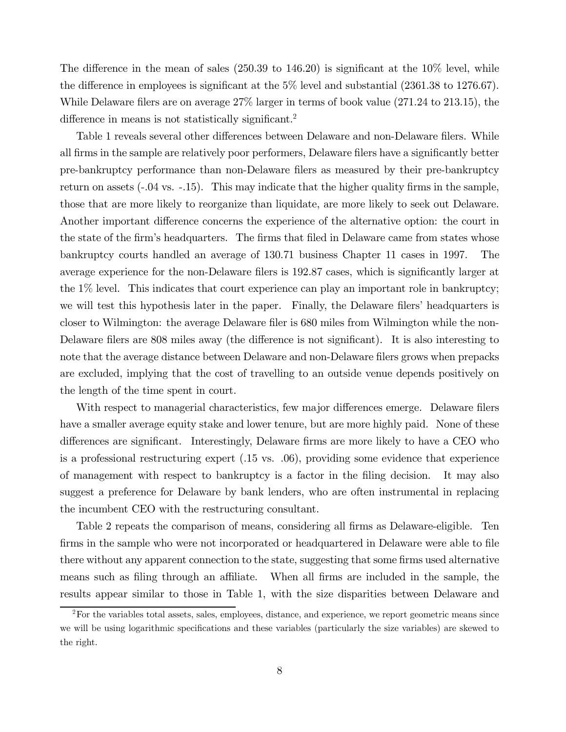The difference in the mean of sales (250.39 to 146.20) is significant at the 10% level, while the difference in employees is significant at the 5% level and substantial (2361.38 to 1276.67). While Delaware filers are on average 27% larger in terms of book value (271.24 to 213.15), the difference in means is not statistically significant.[2]

Table 1 reveals several other differences between Delaware and non-Delaware filers. While all firms in the sample are relatively poor performers, Delaware filers have a significantly better pre-bankruptcy performance than non-Delaware filers as measured by their pre-bankruptcy return on assets (-.04 vs. -.15). This may indicate that the higher quality firms in the sample, those that are more likely to reorganize than liquidate, are more likely to seek out Delaware. Another important difference concerns the experience of the alternative option: the court in the state of the firm's headquarters. The firms that filed in Delaware came from states whose bankruptcy courts handled an average of 130.71 business Chapter 11 cases in 1997. The average experience for the non-Delaware filers is 192.87 cases, which is significantly larger at the 1% level. This indicates that court experience can play an important role in bankruptcy; we will test this hypothesis later in the paper. Finally, the Delaware filers' headquarters is closer to Wilmington: the average Delaware filer is 680 miles from Wilmington while the non-Delaware filers are 808 miles away (the difference is not significant). It is also interesting to note that the average distance between Delaware and non-Delaware filers grows when prepacks are excluded, implying that the cost of travelling to an outside venue depends positively on the length of the time spent in court.

With respect to managerial characteristics, few major differences emerge. Delaware filers have a smaller average equity stake and lower tenure, but are more highly paid. None of these differences are significant. Interestingly, Delaware firms are more likely to have a CEO who is a professional restructuring expert (.15 vs. .06), providing some evidence that experience of management with respect to bankruptcy is a factor in the filing decision. It may also suggest a preference for Delaware by bank lenders, who are often instrumental in replacing the incumbent CEO with the restructuring consultant.

Table 2 repeats the comparison of means, considering all firms as Delaware-eligible. Ten firms in the sample who were not incorporated or headquartered in Delaware were able to file there without any apparent connection to the state, suggesting that some firms used alternative means such as filing through an affiliate. When all firms are included in the sample, the results appear similar to those in Table 1, with the size disparities between Delaware and

[2] For the variables total assets, sales, employees, distance, and experience, we report geometric means since we will be using logarithmic specifications and these variables (particularly the size variables) are skewed to the right.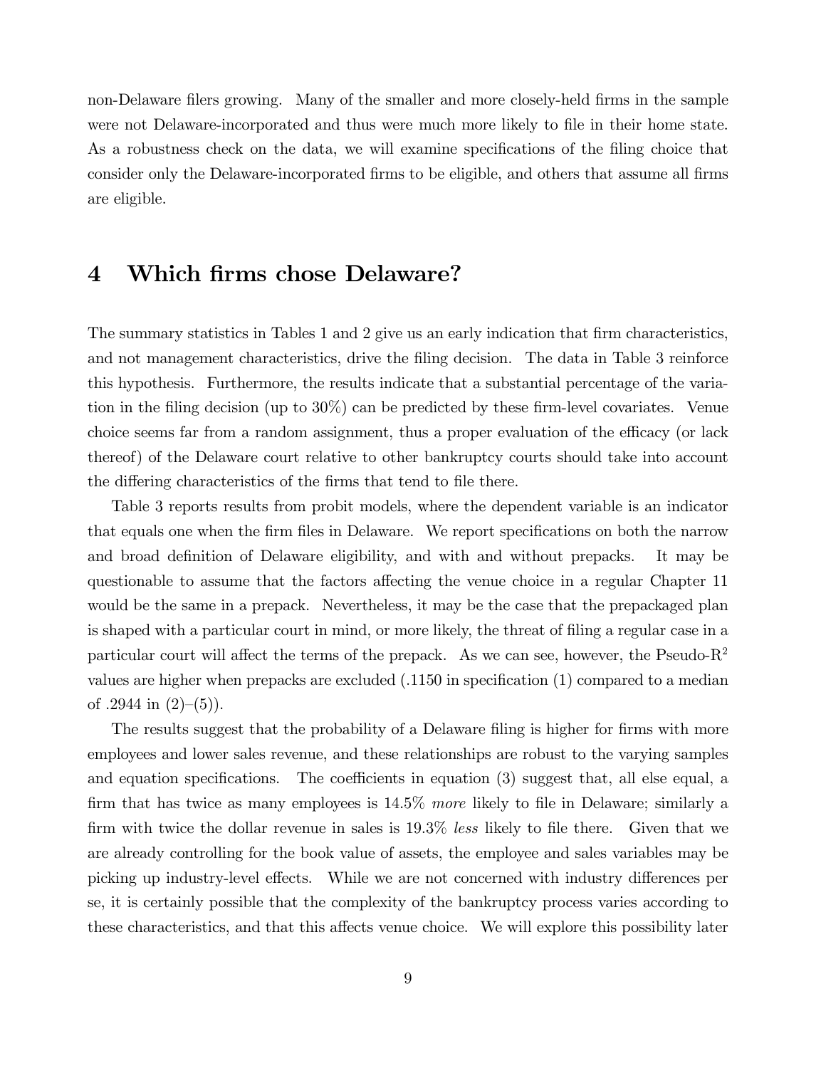non-Delaware filers growing. Many of the smaller and more closely-held firms in the sample were not Delaware-incorporated and thus were much more likely to file in their home state. As a robustness check on the data, we will examine specifications of the filing choice that consider only the Delaware-incorporated firms to be eligible, and others that assume all firms are eligible.

# 4 Which firms chose Delaware?

The summary statistics in Tables 1 and 2 give us an early indication that firm characteristics, and not management characteristics, drive the filing decision. The data in Table 3 reinforce this hypothesis. Furthermore, the results indicate that a substantial percentage of the variation in the filing decision (up to 30%) can be predicted by these firm-level covariates. Venue choice seems far from a random assignment, thus a proper evaluation of the efficacy (or lack thereof) of the Delaware court relative to other bankruptcy courts should take into account the differing characteristics of the firms that tend to file there.

Table 3 reports results from probit models, where the dependent variable is an indicator that equals one when the firm files in Delaware. We report specifications on both the narrow and broad definition of Delaware eligibility, and with and without prepacks. It may be questionable to assume that the factors affecting the venue choice in a regular Chapter 11 would be the same in a prepack. Nevertheless, it may be the case that the prepackaged plan is shaped with a particular court in mind, or more likely, the threat of filing a regular case in a particular court will affect the terms of the prepack. As we can see, however, the Pseudo-$R^2$ values are higher when prepacks are excluded (.1150 in specification (1) compared to a median of .2944 in (2)–(5)).

The results suggest that the probability of a Delaware filing is higher for firms with more employees and lower sales revenue, and these relationships are robust to the varying samples and equation specifications. The coefficients in equation (3) suggest that, all else equal, a firm that has twice as many employees is 14.5% *more* likely to file in Delaware; similarly a firm with twice the dollar revenue in sales is 19.3% *less* likely to file there. Given that we are already controlling for the book value of assets, the employee and sales variables may be picking up industry-level effects. While we are not concerned with industry differences per se, it is certainly possible that the complexity of the bankruptcy process varies according to these characteristics, and that this affects venue choice. We will explore this possibility later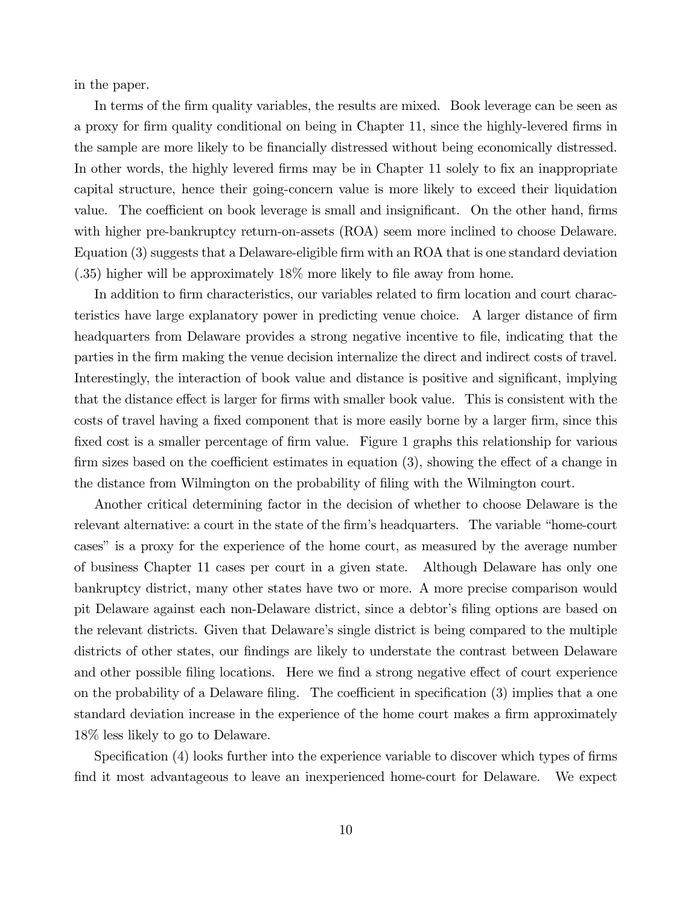in the paper.

In terms of the firm quality variables, the results are mixed. Book leverage can be seen as a proxy for firm quality conditional on being in Chapter 11, since the highly-levered firms in the sample are more likely to be financially distressed without being economically distressed. In other words, the highly levered firms may be in Chapter 11 solely to fix an inappropriate capital structure, hence their going-concern value is more likely to exceed their liquidation value. The coefficient on book leverage is small and insignificant. On the other hand, firms with higher pre-bankruptcy return-on-assets (ROA) seem more inclined to choose Delaware. Equation (3) suggests that a Delaware-eligible firm with an ROA that is one standard deviation (.35) higher will be approximately 18% more likely to file away from home.

In addition to firm characteristics, our variables related to firm location and court characteristics have large explanatory power in predicting venue choice. A larger distance of firm headquarters from Delaware provides a strong negative incentive to file, indicating that the parties in the firm making the venue decision internalize the direct and indirect costs of travel. Interestingly, the interaction of book value and distance is positive and significant, implying that the distance effect is larger for firms with smaller book value. This is consistent with the costs of travel having a fixed component that is more easily borne by a larger firm, since this fixed cost is a smaller percentage of firm value. Figure 1 graphs this relationship for various firm sizes based on the coefficient estimates in equation (3), showing the effect of a change in the distance from Wilmington on the probability of filing with the Wilmington court.

Another critical determining factor in the decision of whether to choose Delaware is the relevant alternative: a court in the state of the firm's headquarters. The variable "home-court cases" is a proxy for the experience of the home court, as measured by the average number of business Chapter 11 cases per court in a given state. Although Delaware has only one bankruptcy district, many other states have two or more. A more precise comparison would pit Delaware against each non-Delaware district, since a debtor's filing options are based on the relevant districts. Given that Delaware's single district is being compared to the multiple districts of other states, our findings are likely to understate the contrast between Delaware and other possible filing locations. Here we find a strong negative effect of court experience on the probability of a Delaware filing. The coefficient in specification (3) implies that a one standard deviation increase in the experience of the home court makes a firm approximately 18% less likely to go to Delaware.

Specification (4) looks further into the experience variable to discover which types of firms find it most advantageous to leave an inexperienced home-court for Delaware. We expect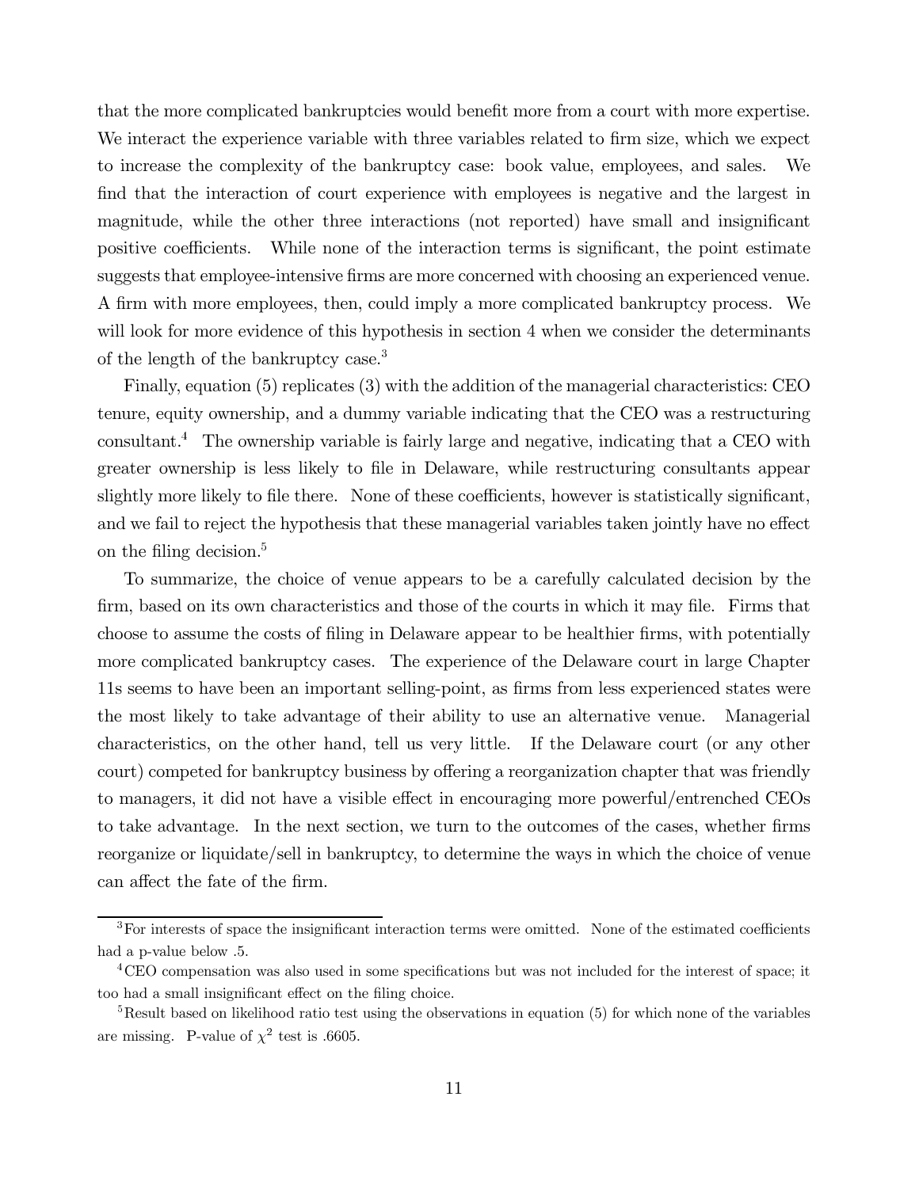that the more complicated bankruptcies would benefit more from a court with more expertise. We interact the experience variable with three variables related to firm size, which we expect to increase the complexity of the bankruptcy case: book value, employees, and sales. We find that the interaction of court experience with employees is negative and the largest in magnitude, while the other three interactions (not reported) have small and insignificant positive coefficients. While none of the interaction terms is significant, the point estimate suggests that employee-intensive firms are more concerned with choosing an experienced venue. A firm with more employees, then, could imply a more complicated bankruptcy process. We will look for more evidence of this hypothesis in section 4 when we consider the determinants of the length of the bankruptcy case.[3]

Finally, equation (5) replicates (3) with the addition of the managerial characteristics: CEO tenure, equity ownership, and a dummy variable indicating that the CEO was a restructuring consultant.[4] The ownership variable is fairly large and negative, indicating that a CEO with greater ownership is less likely to file in Delaware, while restructuring consultants appear slightly more likely to file there. None of these coefficients, however is statistically significant, and we fail to reject the hypothesis that these managerial variables taken jointly have no effect on the filing decision.[5]

To summarize, the choice of venue appears to be a carefully calculated decision by the firm, based on its own characteristics and those of the courts in which it may file. Firms that choose to assume the costs of filing in Delaware appear to be healthier firms, with potentially more complicated bankruptcy cases. The experience of the Delaware court in large Chapter 11s seems to have been an important selling-point, as firms from less experienced states were the most likely to take advantage of their ability to use an alternative venue. Managerial characteristics, on the other hand, tell us very little. If the Delaware court (or any other court) competed for bankruptcy business by offering a reorganization chapter that was friendly to managers, it did not have a visible effect in encouraging more powerful/entrenched CEOs to take advantage. In the next section, we turn to the outcomes of the cases, whether firms reorganize or liquidate/sell in bankruptcy, to determine the ways in which the choice of venue can affect the fate of the firm.

---

[3] For interests of space the insignificant interaction terms were omitted. None of the estimated coefficients had a p-value below .5.

[4] CEO compensation was also used in some specifications but was not included for the interest of space; it too had a small insignificant effect on the filing choice.

[5] Result based on likelihood ratio test using the observations in equation (5) for which none of the variables are missing. P-value of $\chi^2$ test is .6605.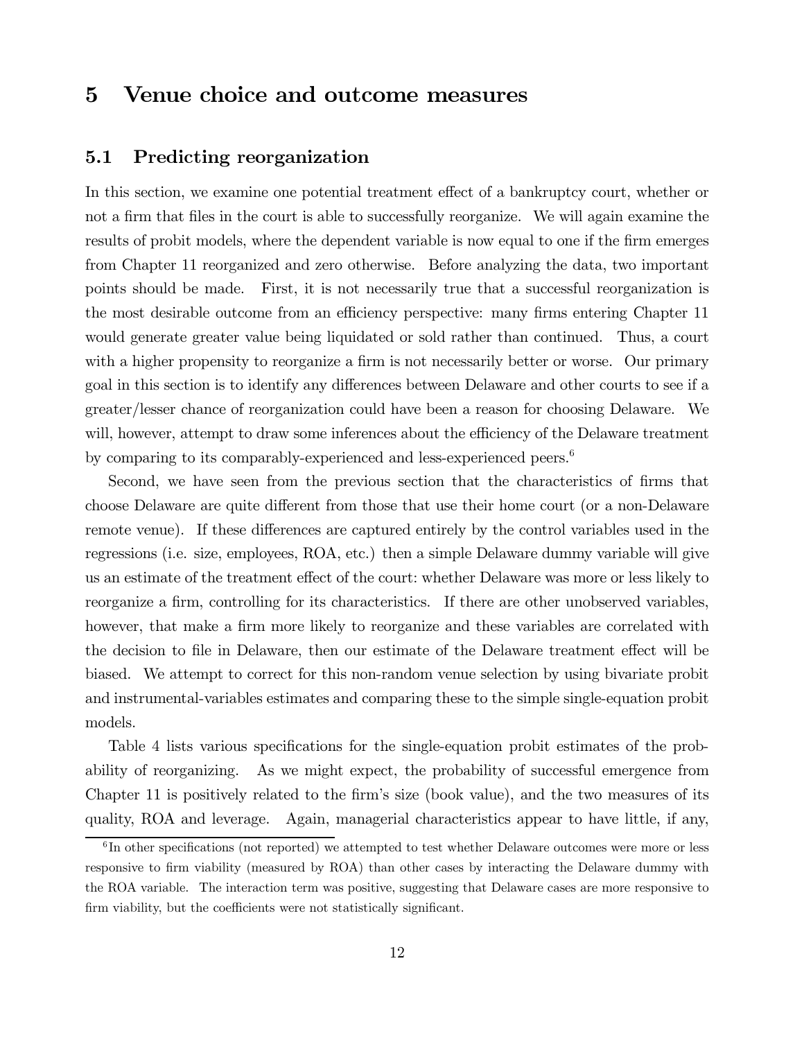# 5 Venue choice and outcome measures

## 5.1 Predicting reorganization

In this section, we examine one potential treatment effect of a bankruptcy court, whether or not a firm that files in the court is able to successfully reorganize. We will again examine the results of probit models, where the dependent variable is now equal to one if the firm emerges from Chapter 11 reorganized and zero otherwise. Before analyzing the data, two important points should be made. First, it is not necessarily true that a successful reorganization is the most desirable outcome from an efficiency perspective: many firms entering Chapter 11 would generate greater value being liquidated or sold rather than continued. Thus, a court with a higher propensity to reorganize a firm is not necessarily better or worse. Our primary goal in this section is to identify any differences between Delaware and other courts to see if a greater/lesser chance of reorganization could have been a reason for choosing Delaware. We will, however, attempt to draw some inferences about the efficiency of the Delaware treatment by comparing to its comparably-experienced and less-experienced peers.[6]

Second, we have seen from the previous section that the characteristics of firms that choose Delaware are quite different from those that use their home court (or a non-Delaware remote venue). If these differences are captured entirely by the control variables used in the regressions (i.e. size, employees, ROA, etc.) then a simple Delaware dummy variable will give us an estimate of the treatment effect of the court: whether Delaware was more or less likely to reorganize a firm, controlling for its characteristics. If there are other unobserved variables, however, that make a firm more likely to reorganize and these variables are correlated with the decision to file in Delaware, then our estimate of the Delaware treatment effect will be biased. We attempt to correct for this non-random venue selection by using bivariate probit and instrumental-variables estimates and comparing these to the simple single-equation probit models.

Table 4 lists various specifications for the single-equation probit estimates of the probability of reorganizing. As we might expect, the probability of successful emergence from Chapter 11 is positively related to the firm's size (book value), and the two measures of its quality, ROA and leverage. Again, managerial characteristics appear to have little, if any,

[6] In other specifications (not reported) we attempted to test whether Delaware outcomes were more or less responsive to firm viability (measured by ROA) than other cases by interacting the Delaware dummy with the ROA variable. The interaction term was positive, suggesting that Delaware cases are more responsive to firm viability, but the coefficients were not statistically significant.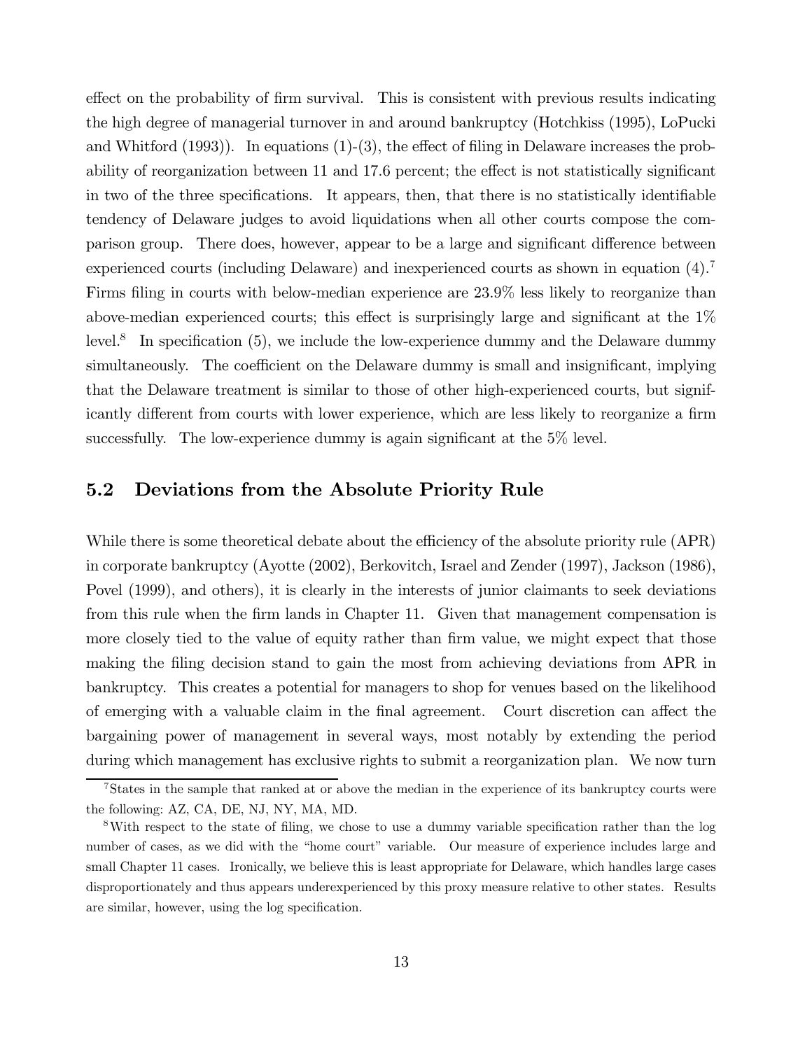effect on the probability of firm survival. This is consistent with previous results indicating the high degree of managerial turnover in and around bankruptcy (Hotchkiss (1995), LoPucki and Whitford (1993)). In equations (1)-(3), the effect of filing in Delaware increases the probability of reorganization between 11 and 17.6 percent; the effect is not statistically significant in two of the three specifications. It appears, then, that there is no statistically identifiable tendency of Delaware judges to avoid liquidations when all other courts compose the comparison group. There does, however, appear to be a large and significant difference between experienced courts (including Delaware) and inexperienced courts as shown in equation (4).[7] Firms filing in courts with below-median experience are 23.9% less likely to reorganize than above-median experienced courts; this effect is surprisingly large and significant at the 1% level.[8] In specification (5), we include the low-experience dummy and the Delaware dummy simultaneously. The coefficient on the Delaware dummy is small and insignificant, implying that the Delaware treatment is similar to those of other high-experienced courts, but significantly different from courts with lower experience, which are less likely to reorganize a firm successfully. The low-experience dummy is again significant at the 5% level.

## 5.2 Deviations from the Absolute Priority Rule

While there is some theoretical debate about the efficiency of the absolute priority rule (APR) in corporate bankruptcy (Ayotte (2002), Berkovitch, Israel and Zender (1997), Jackson (1986), Povel (1999), and others), it is clearly in the interests of junior claimants to seek deviations from this rule when the firm lands in Chapter 11. Given that management compensation is more closely tied to the value of equity rather than firm value, we might expect that those making the filing decision stand to gain the most from achieving deviations from APR in bankruptcy. This creates a potential for managers to shop for venues based on the likelihood of emerging with a valuable claim in the final agreement. Court discretion can affect the bargaining power of management in several ways, most notably by extending the period during which management has exclusive rights to submit a reorganization plan. We now turn

[7] States in the sample that ranked at or above the median in the experience of its bankruptcy courts were the following: AZ, CA, DE, NJ, NY, MA, MD.

[8] With respect to the state of filing, we chose to use a dummy variable specification rather than the log number of cases, as we did with the "home court" variable. Our measure of experience includes large and small Chapter 11 cases. Ironically, we believe this is least appropriate for Delaware, which handles large cases disproportionately and thus appears underexperienced by this proxy measure relative to other states. Results are similar, however, using the log specification.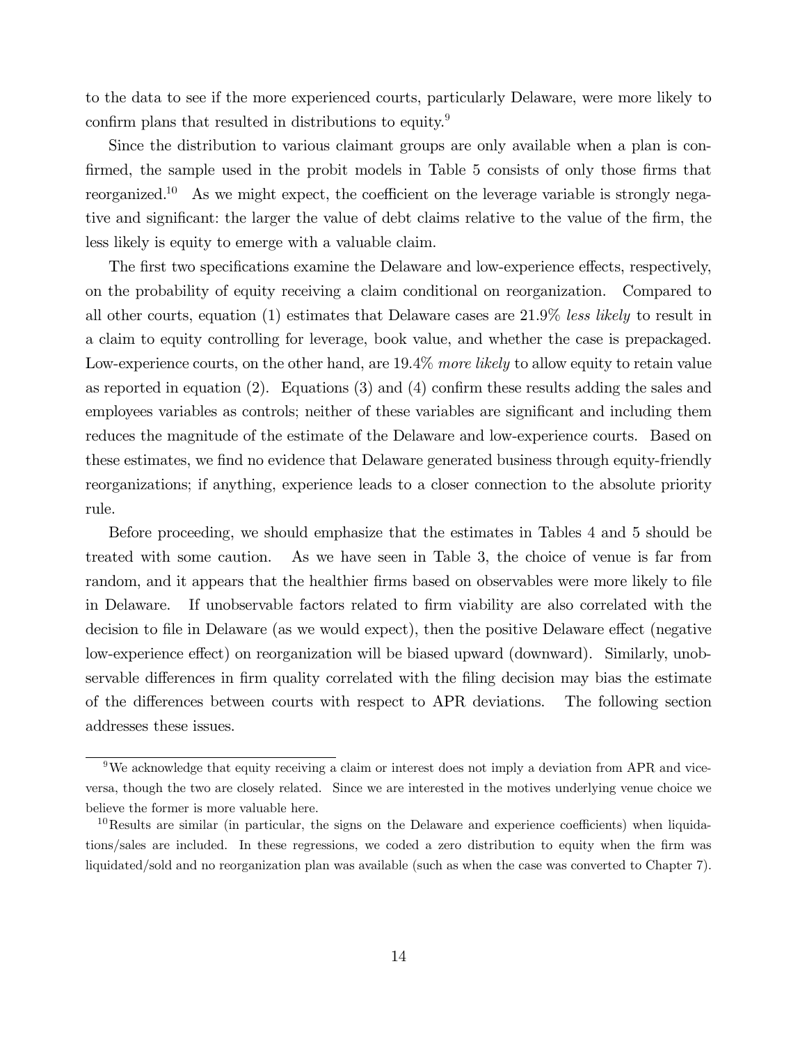to the data to see if the more experienced courts, particularly Delaware, were more likely to confirm plans that resulted in distributions to equity.[9]

Since the distribution to various claimant groups are only available when a plan is confirmed, the sample used in the probit models in Table 5 consists of only those firms that reorganized.[10] As we might expect, the coefficient on the leverage variable is strongly negative and significant: the larger the value of debt claims relative to the value of the firm, the less likely is equity to emerge with a valuable claim.

The first two specifications examine the Delaware and low-experience effects, respectively, on the probability of equity receiving a claim conditional on reorganization. Compared to all other courts, equation (1) estimates that Delaware cases are 21.9% *less likely* to result in a claim to equity controlling for leverage, book value, and whether the case is prepackaged. Low-experience courts, on the other hand, are 19.4% *more likely* to allow equity to retain value as reported in equation (2). Equations (3) and (4) confirm these results adding the sales and employees variables as controls; neither of these variables are significant and including them reduces the magnitude of the estimate of the Delaware and low-experience courts. Based on these estimates, we find no evidence that Delaware generated business through equity-friendly reorganizations; if anything, experience leads to a closer connection to the absolute priority rule.

Before proceeding, we should emphasize that the estimates in Tables 4 and 5 should be treated with some caution. As we have seen in Table 3, the choice of venue is far from random, and it appears that the healthier firms based on observables were more likely to file in Delaware. If unobservable factors related to firm viability are also correlated with the decision to file in Delaware (as we would expect), then the positive Delaware effect (negative low-experience effect) on reorganization will be biased upward (downward). Similarly, unobservable differences in firm quality correlated with the filing decision may bias the estimate of the differences between courts with respect to APR deviations. The following section addresses these issues.

---

[9]We acknowledge that equity receiving a claim or interest does not imply a deviation from APR and vice-versa, though the two are closely related. Since we are interested in the motives underlying venue choice we believe the former is more valuable here.

[10]Results are similar (in particular, the signs on the Delaware and experience coefficients) when liquidations/sales are included. In these regressions, we coded a zero distribution to equity when the firm was liquidated/sold and no reorganization plan was available (such as when the case was converted to Chapter 7).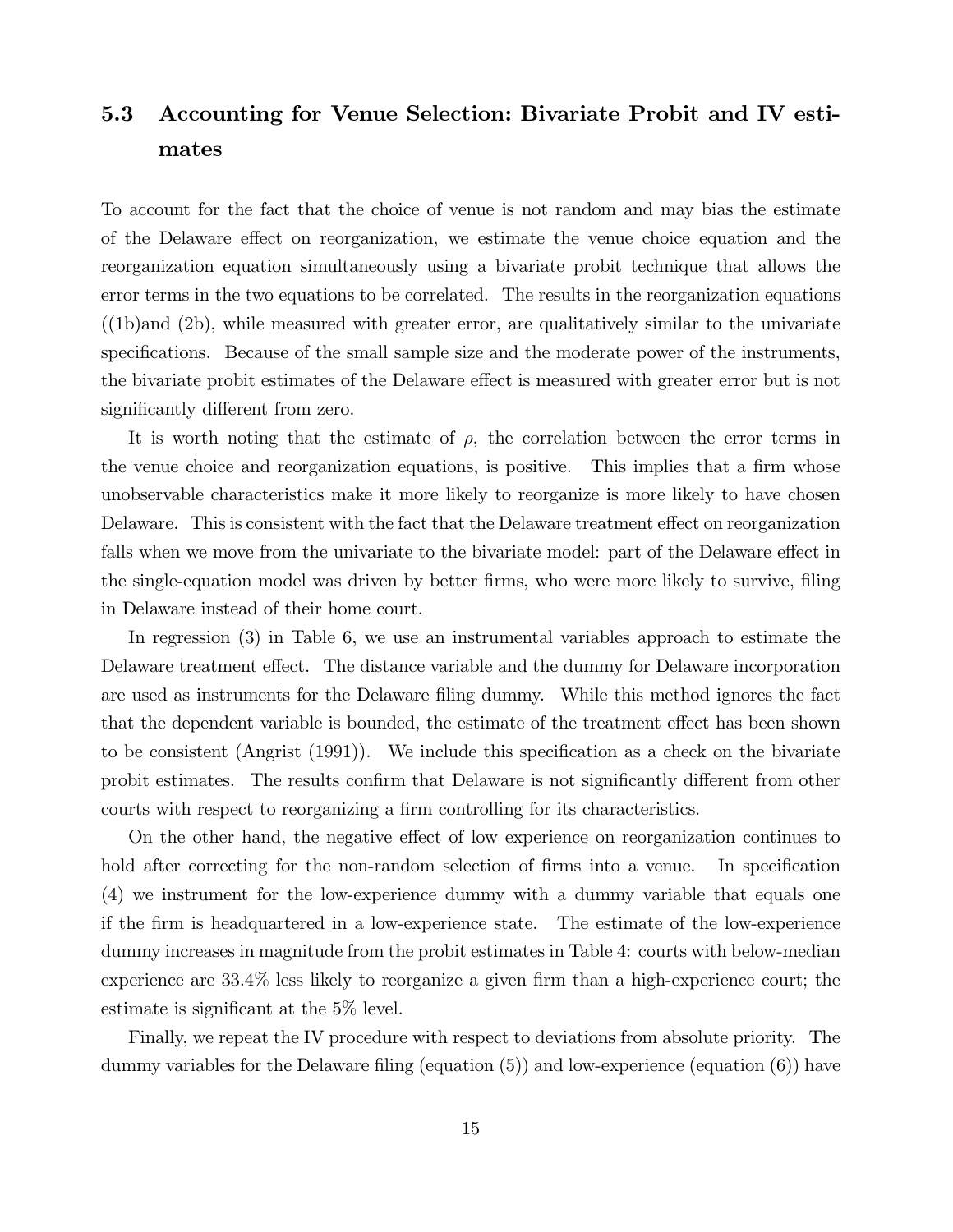### 5.3 Accounting for Venue Selection: Bivariate Probit and IV estimates

To account for the fact that the choice of venue is not random and may bias the estimate of the Delaware effect on reorganization, we estimate the venue choice equation and the reorganization equation simultaneously using a bivariate probit technique that allows the error terms in the two equations to be correlated. The results in the reorganization equations ((1b)and (2b), while measured with greater error, are qualitatively similar to the univariate specifications. Because of the small sample size and the moderate power of the instruments, the bivariate probit estimates of the Delaware effect is measured with greater error but is not significantly different from zero.

It is worth noting that the estimate of $\rho$, the correlation between the error terms in the venue choice and reorganization equations, is positive. This implies that a firm whose unobservable characteristics make it more likely to reorganize is more likely to have chosen Delaware. This is consistent with the fact that the Delaware treatment effect on reorganization falls when we move from the univariate to the bivariate model: part of the Delaware effect in the single-equation model was driven by better firms, who were more likely to survive, filing in Delaware instead of their home court.

In regression (3) in Table 6, we use an instrumental variables approach to estimate the Delaware treatment effect. The distance variable and the dummy for Delaware incorporation are used as instruments for the Delaware filing dummy. While this method ignores the fact that the dependent variable is bounded, the estimate of the treatment effect has been shown to be consistent (Angrist (1991)). We include this specification as a check on the bivariate probit estimates. The results confirm that Delaware is not significantly different from other courts with respect to reorganizing a firm controlling for its characteristics.

On the other hand, the negative effect of low experience on reorganization continues to hold after correcting for the non-random selection of firms into a venue. In specification (4) we instrument for the low-experience dummy with a dummy variable that equals one if the firm is headquartered in a low-experience state. The estimate of the low-experience dummy increases in magnitude from the probit estimates in Table 4: courts with below-median experience are 33.4% less likely to reorganize a given firm than a high-experience court; the estimate is significant at the 5% level.

Finally, we repeat the IV procedure with respect to deviations from absolute priority. The dummy variables for the Delaware filing (equation (5)) and low-experience (equation (6)) have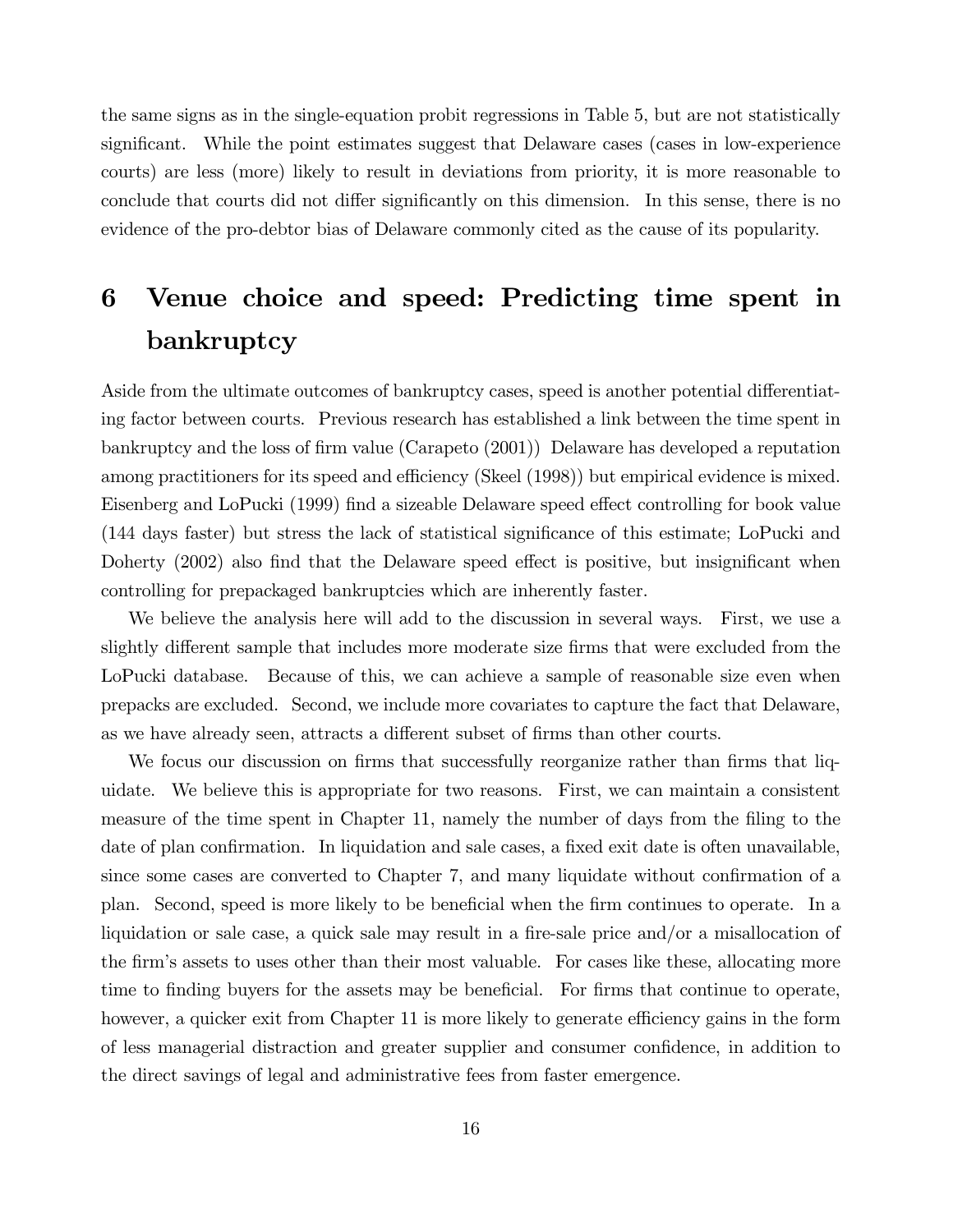the same signs as in the single-equation probit regressions in Table 5, but are not statistically significant. While the point estimates suggest that Delaware cases (cases in low-experience courts) are less (more) likely to result in deviations from priority, it is more reasonable to conclude that courts did not differ significantly on this dimension. In this sense, there is no evidence of the pro-debtor bias of Delaware commonly cited as the cause of its popularity.

# 6 Venue choice and speed: Predicting time spent in bankruptcy

Aside from the ultimate outcomes of bankruptcy cases, speed is another potential differentiating factor between courts. Previous research has established a link between the time spent in bankruptcy and the loss of firm value (Carapeto (2001)) Delaware has developed a reputation among practitioners for its speed and efficiency (Skeel (1998)) but empirical evidence is mixed. Eisenberg and LoPucki (1999) find a sizeable Delaware speed effect controlling for book value (144 days faster) but stress the lack of statistical significance of this estimate; LoPucki and Doherty (2002) also find that the Delaware speed effect is positive, but insignificant when controlling for prepackaged bankruptcies which are inherently faster.

We believe the analysis here will add to the discussion in several ways. First, we use a slightly different sample that includes more moderate size firms that were excluded from the LoPucki database. Because of this, we can achieve a sample of reasonable size even when prepacks are excluded. Second, we include more covariates to capture the fact that Delaware, as we have already seen, attracts a different subset of firms than other courts.

We focus our discussion on firms that successfully reorganize rather than firms that liquidate. We believe this is appropriate for two reasons. First, we can maintain a consistent measure of the time spent in Chapter 11, namely the number of days from the filing to the date of plan confirmation. In liquidation and sale cases, a fixed exit date is often unavailable, since some cases are converted to Chapter 7, and many liquidate without confirmation of a plan. Second, speed is more likely to be beneficial when the firm continues to operate. In a liquidation or sale case, a quick sale may result in a fire-sale price and/or a misallocation of the firm's assets to uses other than their most valuable. For cases like these, allocating more time to finding buyers for the assets may be beneficial. For firms that continue to operate, however, a quicker exit from Chapter 11 is more likely to generate efficiency gains in the form of less managerial distraction and greater supplier and consumer confidence, in addition to the direct savings of legal and administrative fees from faster emergence.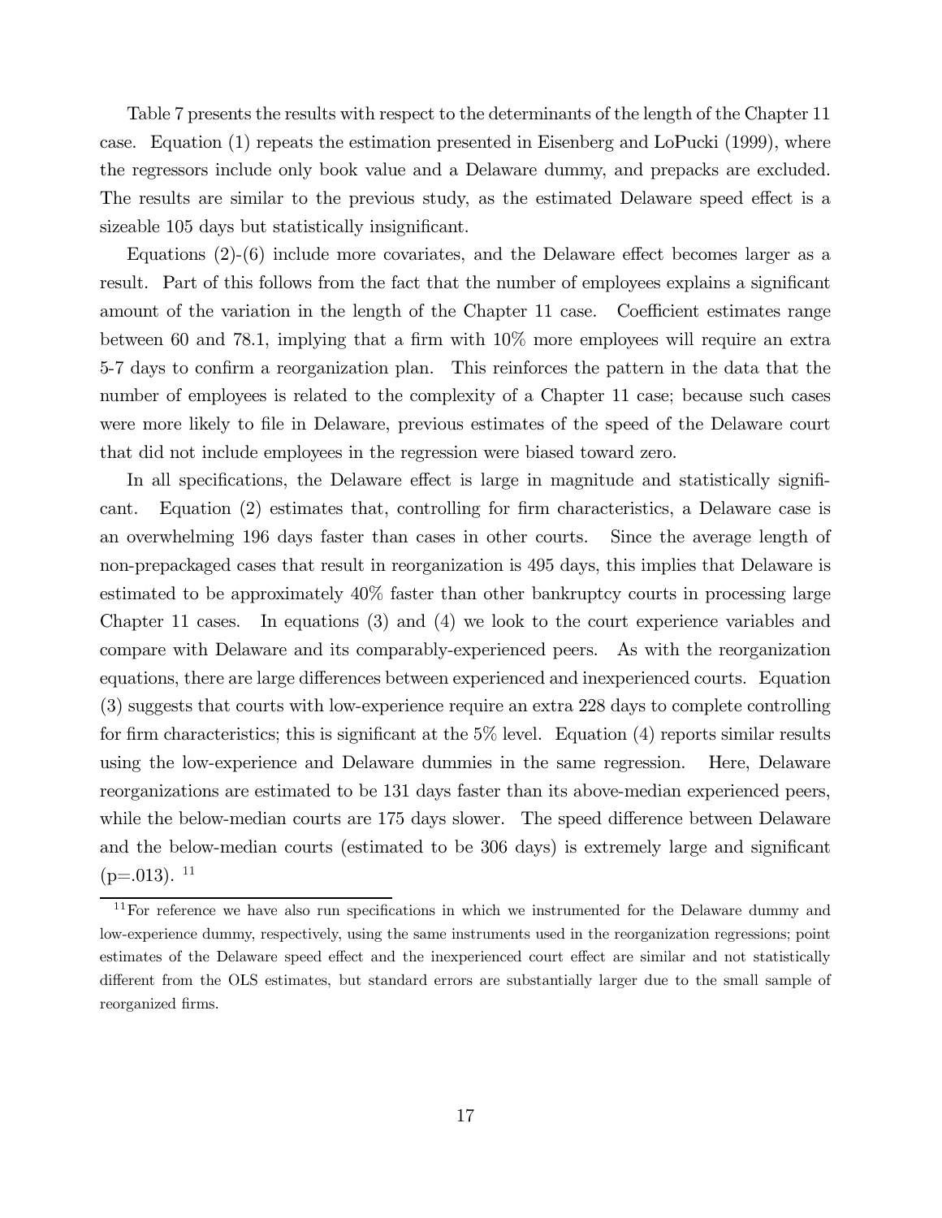Table 7 presents the results with respect to the determinants of the length of the Chapter 11 case. Equation (1) repeats the estimation presented in Eisenberg and LoPucki (1999), where the regressors include only book value and a Delaware dummy, and prepacks are excluded. The results are similar to the previous study, as the estimated Delaware speed effect is a sizeable 105 days but statistically insignificant.

Equations (2)-(6) include more covariates, and the Delaware effect becomes larger as a result. Part of this follows from the fact that the number of employees explains a significant amount of the variation in the length of the Chapter 11 case. Coefficient estimates range between 60 and 78.1, implying that a firm with 10% more employees will require an extra 5-7 days to confirm a reorganization plan. This reinforces the pattern in the data that the number of employees is related to the complexity of a Chapter 11 case; because such cases were more likely to file in Delaware, previous estimates of the speed of the Delaware court that did not include employees in the regression were biased toward zero.

In all specifications, the Delaware effect is large in magnitude and statistically significant. Equation (2) estimates that, controlling for firm characteristics, a Delaware case is an overwhelming 196 days faster than cases in other courts. Since the average length of non-prepackaged cases that result in reorganization is 495 days, this implies that Delaware is estimated to be approximately 40% faster than other bankruptcy courts in processing large Chapter 11 cases. In equations (3) and (4) we look to the court experience variables and compare with Delaware and its comparably-experienced peers. As with the reorganization equations, there are large differences between experienced and inexperienced courts. Equation (3) suggests that courts with low-experience require an extra 228 days to complete controlling for firm characteristics; this is significant at the 5% level. Equation (4) reports similar results using the low-experience and Delaware dummies in the same regression. Here, Delaware reorganizations are estimated to be 131 days faster than its above-median experienced peers, while the below-median courts are 175 days slower. The speed difference between Delaware and the below-median courts (estimated to be 306 days) is extremely large and significant (p=.013). [11]

[11] For reference we have also run specifications in which we instrumented for the Delaware dummy and low-experience dummy, respectively, using the same instruments used in the reorganization regressions; point estimates of the Delaware speed effect and the inexperienced court effect are similar and not statistically different from the OLS estimates, but standard errors are substantially larger due to the small sample of reorganized firms.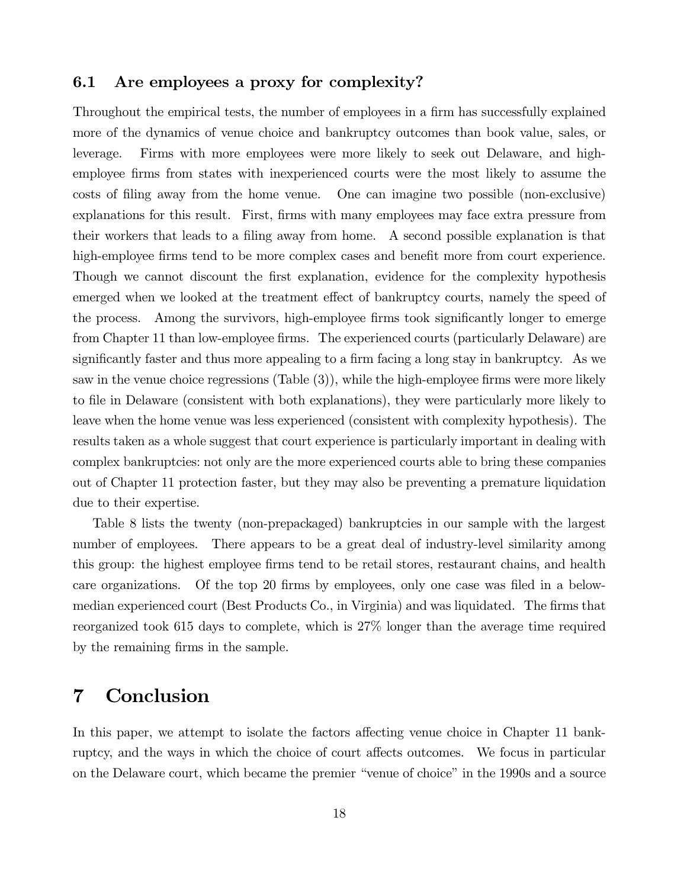### 6.1 Are employees a proxy for complexity?

Throughout the empirical tests, the number of employees in a firm has successfully explained more of the dynamics of venue choice and bankruptcy outcomes than book value, sales, or leverage. Firms with more employees were more likely to seek out Delaware, and high-employee firms from states with inexperienced courts were the most likely to assume the costs of filing away from the home venue. One can imagine two possible (non-exclusive) explanations for this result. First, firms with many employees may face extra pressure from their workers that leads to a filing away from home. A second possible explanation is that high-employee firms tend to be more complex cases and benefit more from court experience. Though we cannot discount the first explanation, evidence for the complexity hypothesis emerged when we looked at the treatment effect of bankruptcy courts, namely the speed of the process. Among the survivors, high-employee firms took significantly longer to emerge from Chapter 11 than low-employee firms. The experienced courts (particularly Delaware) are significantly faster and thus more appealing to a firm facing a long stay in bankruptcy. As we saw in the venue choice regressions (Table (3)), while the high-employee firms were more likely to file in Delaware (consistent with both explanations), they were particularly more likely to leave when the home venue was less experienced (consistent with complexity hypothesis). The results taken as a whole suggest that court experience is particularly important in dealing with complex bankruptcies: not only are the more experienced courts able to bring these companies out of Chapter 11 protection faster, but they may also be preventing a premature liquidation due to their expertise.

Table 8 lists the twenty (non-prepackaged) bankruptcies in our sample with the largest number of employees. There appears to be a great deal of industry-level similarity among this group: the highest employee firms tend to be retail stores, restaurant chains, and health care organizations. Of the top 20 firms by employees, only one case was filed in a below-median experienced court (Best Products Co., in Virginia) and was liquidated. The firms that reorganized took 615 days to complete, which is 27% longer than the average time required by the remaining firms in the sample.

# 7 Conclusion

In this paper, we attempt to isolate the factors affecting venue choice in Chapter 11 bankruptcy, and the ways in which the choice of court affects outcomes. We focus in particular on the Delaware court, which became the premier "venue of choice" in the 1990s and a source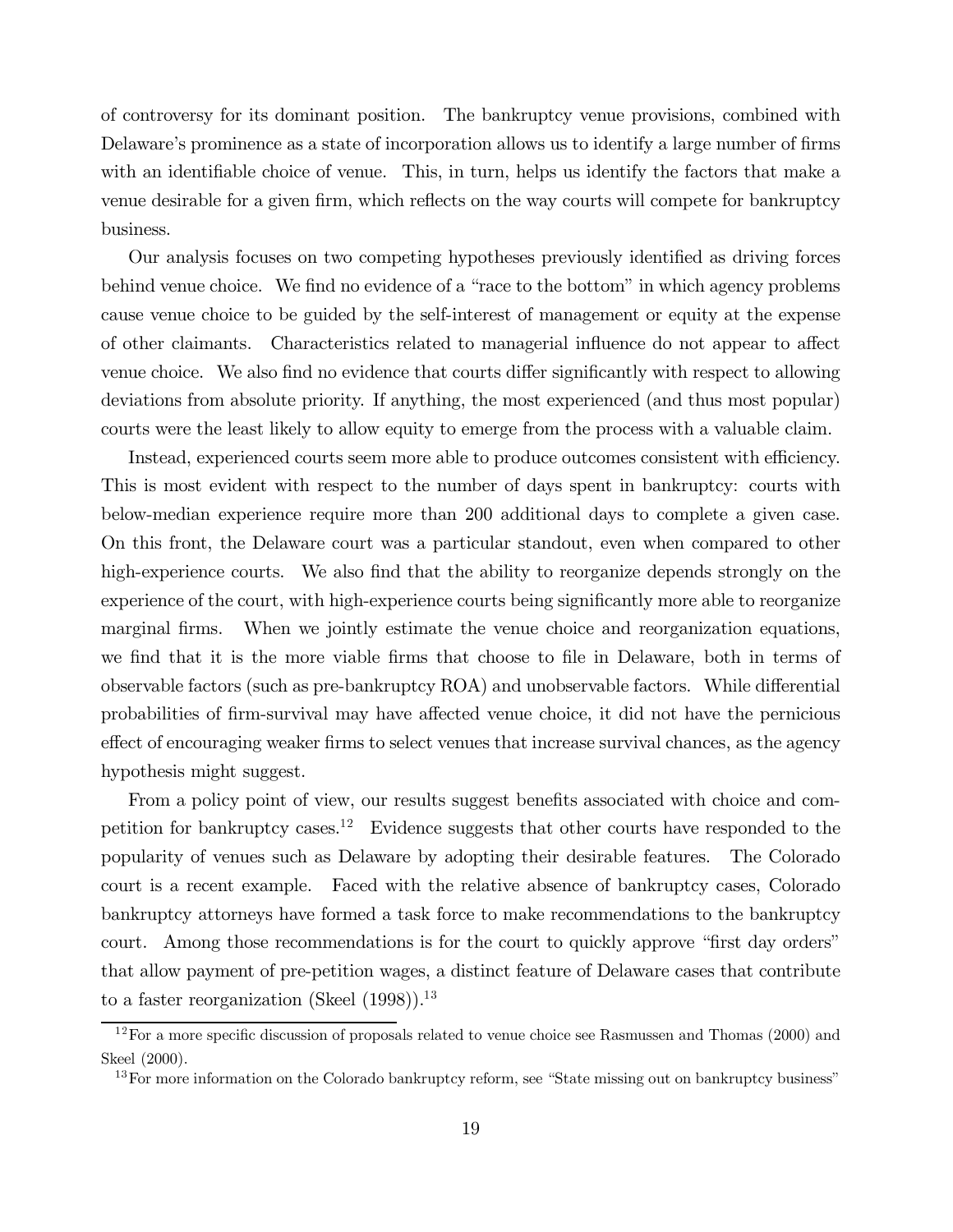of controversy for its dominant position. The bankruptcy venue provisions, combined with Delaware's prominence as a state of incorporation allows us to identify a large number of firms with an identifiable choice of venue. This, in turn, helps us identify the factors that make a venue desirable for a given firm, which reflects on the way courts will compete for bankruptcy business.

Our analysis focuses on two competing hypotheses previously identified as driving forces behind venue choice. We find no evidence of a "race to the bottom" in which agency problems cause venue choice to be guided by the self-interest of management or equity at the expense of other claimants. Characteristics related to managerial influence do not appear to affect venue choice. We also find no evidence that courts differ significantly with respect to allowing deviations from absolute priority. If anything, the most experienced (and thus most popular) courts were the least likely to allow equity to emerge from the process with a valuable claim.

Instead, experienced courts seem more able to produce outcomes consistent with efficiency. This is most evident with respect to the number of days spent in bankruptcy: courts with below-median experience require more than 200 additional days to complete a given case. On this front, the Delaware court was a particular standout, even when compared to other high-experience courts. We also find that the ability to reorganize depends strongly on the experience of the court, with high-experience courts being significantly more able to reorganize marginal firms. When we jointly estimate the venue choice and reorganization equations, we find that it is the more viable firms that choose to file in Delaware, both in terms of observable factors (such as pre-bankruptcy ROA) and unobservable factors. While differential probabilities of firm-survival may have affected venue choice, it did not have the pernicious effect of encouraging weaker firms to select venues that increase survival chances, as the agency hypothesis might suggest.

From a policy point of view, our results suggest benefits associated with choice and competition for bankruptcy cases.[12] Evidence suggests that other courts have responded to the popularity of venues such as Delaware by adopting their desirable features. The Colorado court is a recent example. Faced with the relative absence of bankruptcy cases, Colorado bankruptcy attorneys have formed a task force to make recommendations to the bankruptcy court. Among those recommendations is for the court to quickly approve "first day orders" that allow payment of pre-petition wages, a distinct feature of Delaware cases that contribute to a faster reorganization (Skeel (1998)).[13]

---

[12] For a more specific discussion of proposals related to venue choice see Rasmussen and Thomas (2000) and Skeel (2000).

[13] For more information on the Colorado bankruptcy reform, see "State missing out on bankruptcy business"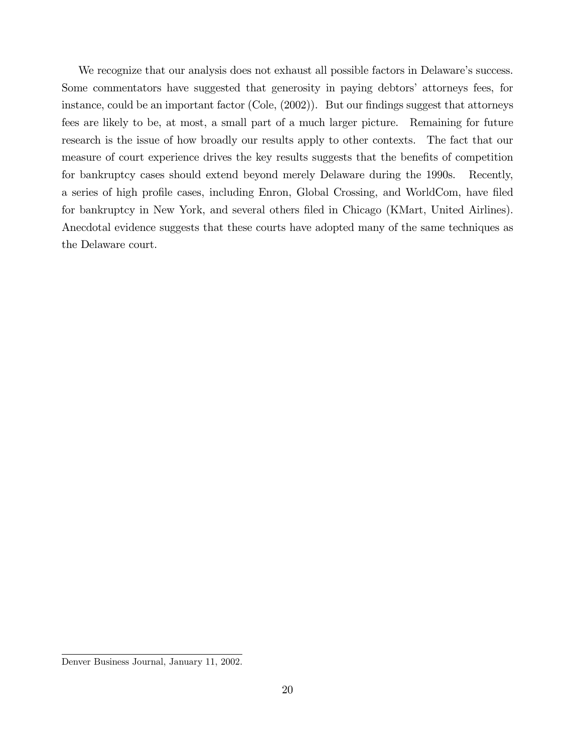We recognize that our analysis does not exhaust all possible factors in Delaware's success. Some commentators have suggested that generosity in paying debtors' attorneys fees, for instance, could be an important factor (Cole, (2002)). But our findings suggest that attorneys fees are likely to be, at most, a small part of a much larger picture. Remaining for future research is the issue of how broadly our results apply to other contexts. The fact that our measure of court experience drives the key results suggests that the benefits of competition for bankruptcy cases should extend beyond merely Delaware during the 1990s. Recently, a series of high profile cases, including Enron, Global Crossing, and WorldCom, have filed for bankruptcy in New York, and several others filed in Chicago (KMart, United Airlines). Anecdotal evidence suggests that these courts have adopted many of the same techniques as the Delaware court.

---

Denver Business Journal, January 11, 2002.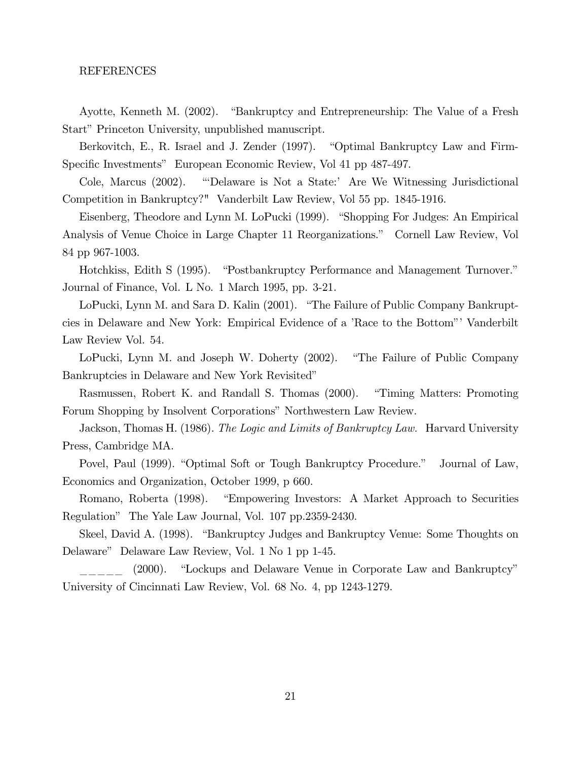# REFERENCES

Ayotte, Kenneth M. (2002). "Bankruptcy and Entrepreneurship: The Value of a Fresh Start" Princeton University, unpublished manuscript.

Berkovitch, E., R. Israel and J. Zender (1997). "Optimal Bankruptcy Law and Firm-Specific Investments" European Economic Review, Vol 41 pp 487-497.

Cole, Marcus (2002). "'Delaware is Not a State:' Are We Witnessing Jurisdictional Competition in Bankruptcy?" Vanderbilt Law Review, Vol 55 pp. 1845-1916.

Eisenberg, Theodore and Lynn M. LoPucki (1999). "Shopping For Judges: An Empirical Analysis of Venue Choice in Large Chapter 11 Reorganizations." Cornell Law Review, Vol 84 pp 967-1003.

Hotchkiss, Edith S (1995). "Postbankruptcy Performance and Management Turnover." Journal of Finance, Vol. L No. 1 March 1995, pp. 3-21.

LoPucki, Lynn M. and Sara D. Kalin (2001). "The Failure of Public Company Bankruptcies in Delaware and New York: Empirical Evidence of a 'Race to the Bottom"' Vanderbilt Law Review Vol. 54.

LoPucki, Lynn M. and Joseph W. Doherty (2002). "The Failure of Public Company Bankruptcies in Delaware and New York Revisited"

Rasmussen, Robert K. and Randall S. Thomas (2000). "Timing Matters: Promoting Forum Shopping by Insolvent Corporations" Northwestern Law Review.

Jackson, Thomas H. (1986). *The Logic and Limits of Bankruptcy Law.* Harvard University Press, Cambridge MA.

Povel, Paul (1999). "Optimal Soft or Tough Bankruptcy Procedure." Journal of Law, Economics and Organization, October 1999, p 660.

Romano, Roberta (1998). "Empowering Investors: A Market Approach to Securities Regulation" The Yale Law Journal, Vol. 107 pp.2359-2430.

Skeel, David A. (1998). "Bankruptcy Judges and Bankruptcy Venue: Some Thoughts on Delaware" Delaware Law Review, Vol. 1 No 1 pp 1-45.

_____ (2000). "Lockups and Delaware Venue in Corporate Law and Bankruptcy" University of Cincinnati Law Review, Vol. 68 No. 4, pp 1243-1279.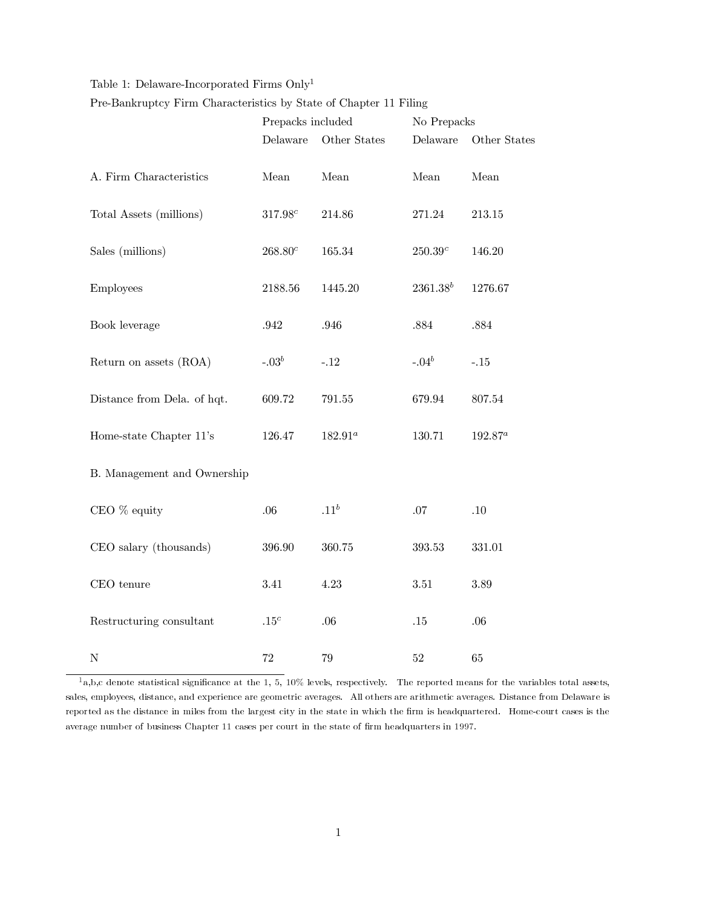Table 1: Delaware-Incorporated Firms Only[1]

Pre-Bankruptcy Firm Characteristics by State of Chapter 11 Filing

| | Prepacks included | | No Prepacks | |
|---|---|---|---|---|
| | Delaware | Other States | Delaware | Other States |
| A. Firm Characteristics | Mean | Mean | Mean | Mean |
| Total Assets (millions) | 317.98[c] | 214.86 | 271.24 | 213.15 |
| Sales (millions) | 268.80[c] | 165.34 | 250.39[c] | 146.20 |
| Employees | 2188.56 | 1445.20 | 2361.38[b] | 1276.67 |
| Book leverage | .942 | .946 | .884 | .884 |
| Return on assets (ROA) | -.03[b] | -.12 | -.04[b] | -.15 |
| Distance from Dela. of hqt. | 609.72 | 791.55 | 679.94 | 807.54 |
| Home-state Chapter 11's | 126.47 | 182.91[a] | 130.71 | 192.87[a] |
| B. Management and Ownership | | | | |
| CEO % equity | .06 | .11[b] | .07 | .10 |
| CEO salary (thousands) | 396.90 | 360.75 | 393.53 | 331.01 |
| CEO tenure | 3.41 | 4.23 | 3.51 | 3.89 |
| Restructuring consultant | .15[c] | .06 | .15 | .06 |
| N | 72 | 79 | 52 | 65 |

[1] a,b,c denote statistical significance at the 1, 5, 10% levels, respectively. The reported means for the variables total assets, sales, employees, distance, and experience are geometric averages. All others are arithmetic averages. Distance from Delaware is reported as the distance in miles from the largest city in the state in which the firm is headquartered. Home-court cases is the average number of business Chapter 11 cases per court in the state of firm headquarters in 1997.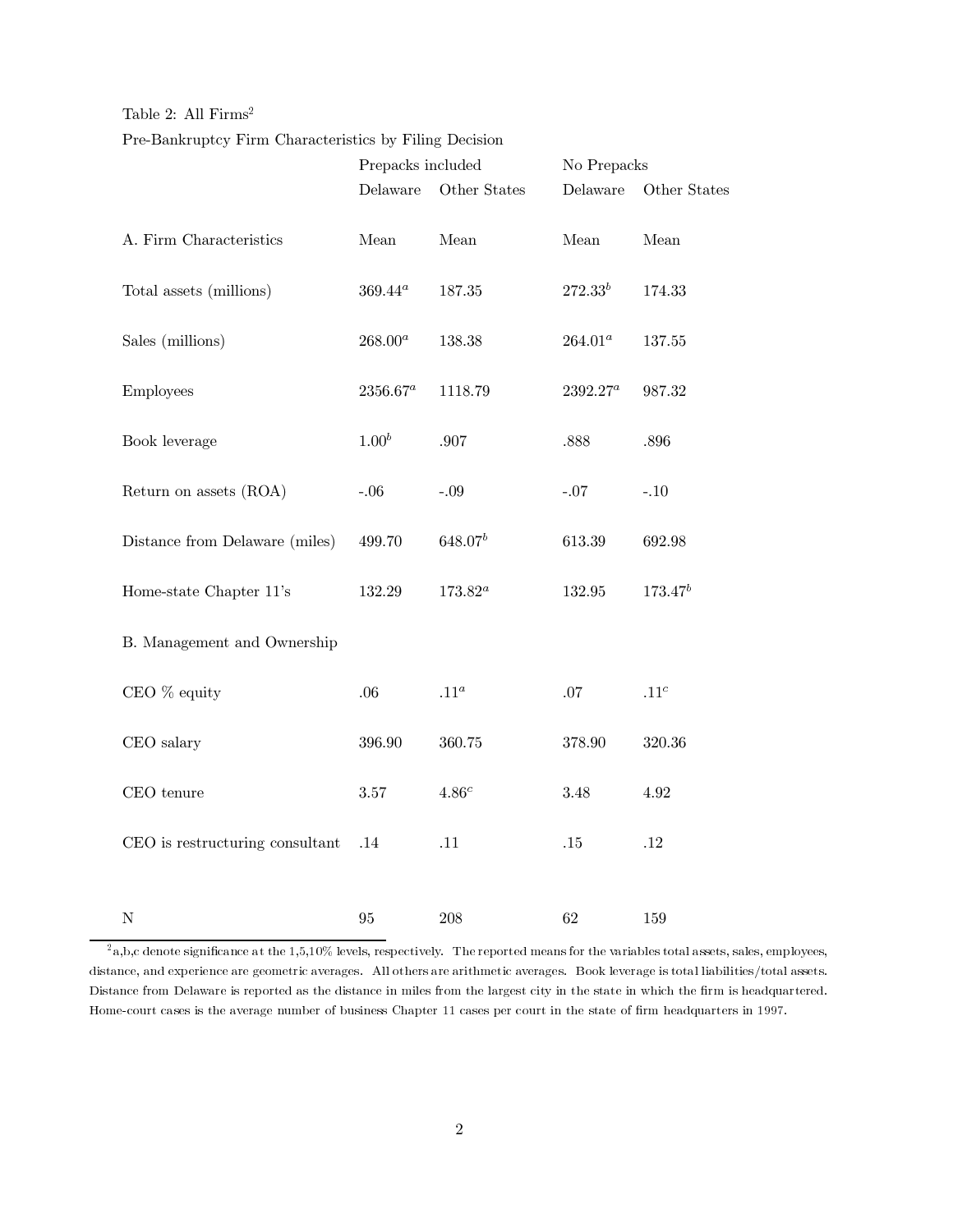Table 2: All Firms[2]

Pre-Bankruptcy Firm Characteristics by Filing Decision

| | Prepacks included | | No Prepacks | |
|---|---|---|---|---|
| | Delaware | Other States | Delaware | Other States |
| A. Firm Characteristics | Mean | Mean | Mean | Mean |
| Total assets (millions) | $369.44^a$ | 187.35 | $272.33^b$ | 174.33 |
| Sales (millions) | $268.00^a$ | 138.38 | $264.01^a$ | 137.55 |
| Employees | $2356.67^a$ | 1118.79 | $2392.27^a$ | 987.32 |
| Book leverage | $1.00^b$ | .907 | .888 | .896 |
| Return on assets (ROA) | -.06 | -.09 | -.07 | -.10 |
| Distance from Delaware (miles) | 499.70 | $648.07^b$ | 613.39 | 692.98 |
| Home-state Chapter 11's | 132.29 | $173.82^a$ | 132.95 | $173.47^b$ |
| B. Management and Ownership | | | | |
| CEO % equity | .06 | $.11^a$ | .07 | $.11^c$ |
| CEO salary | 396.90 | 360.75 | 378.90 | 320.36 |
| CEO tenure | 3.57 | $4.86^c$ | 3.48 | 4.92 |
| CEO is restructuring consultant | .14 | .11 | .15 | .12 |
| N | 95 | 208 | 62 | 159 |

[2] a,b,c denote significance at the 1,5,10% levels, respectively. The reported means for the variables total assets, sales, employees, distance, and experience are geometric averages. All others are arithmetic averages. Book leverage is total liabilities/total assets. Distance from Delaware is reported as the distance in miles from the largest city in the state in which the firm is headquartered. Home-court cases is the average number of business Chapter 11 cases per court in the state of firm headquarters in 1997.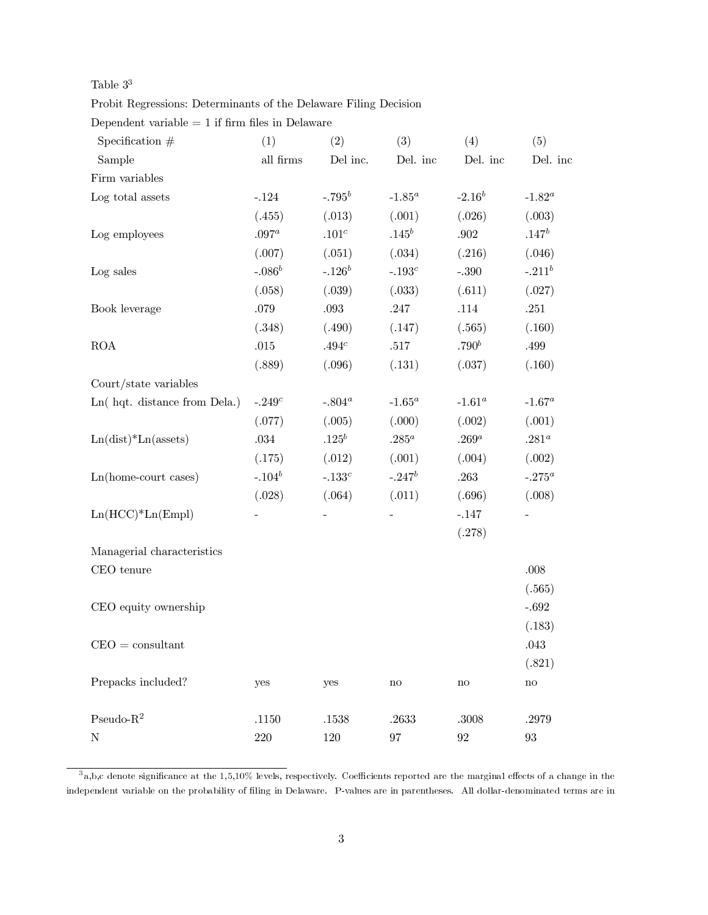Table 3[3]

Probit Regressions: Determinants of the Delaware Filing Decision

Dependent variable = 1 if firm files in Delaware

| Specification # | (1) | (2) | (3) | (4) | (5) |
|---|---|---|---|---|---|
| Sample | all firms | Del inc. | Del. inc | Del. inc | Del. inc |
| Firm variables | | | | | |
| Log total assets | -.124 | -.795$^b$ | -1.85$^a$ | -2.16$^b$ | -1.82$^a$ |
| | (.455) | (.013) | (.001) | (.026) | (.003) |
| Log employees | .097$^a$ | .101$^c$ | .145$^b$ | .902 | .147$^b$ |
| | (.007) | (.051) | (.034) | (.216) | (.046) |
| Log sales | -.086$^b$ | -.126$^b$ | -.193$^c$ | -.390 | -.211$^b$ |
| | (.058) | (.039) | (.033) | (.611) | (.027) |
| Book leverage | .079 | .093 | .247 | .114 | .251 |
| | (.348) | (.490) | (.147) | (.565) | (.160) |
| ROA | .015 | .494$^c$ | .517 | .790$^b$ | .499 |
| | (.889) | (.096) | (.131) | (.037) | (.160) |
| Court/state variables | | | | | |
| Ln( hqt. distance from Dela.) | -.249$^c$ | -.804$^a$ | -1.65$^a$ | -1.61$^a$ | -1.67$^a$ |
| | (.077) | (.005) | (.000) | (.002) | (.001) |
| Ln(dist)*Ln(assets) | .034 | .125$^b$ | .285$^a$ | .269$^a$ | .281$^a$ |
| | (.175) | (.012) | (.001) | (.004) | (.002) |
| Ln(home-court cases) | -.104$^b$ | -.133$^c$ | -.247$^b$ | .263 | -.275$^a$ |
| | (.028) | (.064) | (.011) | (.696) | (.008) |
| Ln(HCC)*Ln(Empl) | - | - | - | -.147 | - |
| | | | | (.278) | |
| Managerial characteristics | | | | | |
| CEO tenure | | | | | .008 |
| | | | | | (.565) |
| CEO equity ownership | | | | | -.692 |
| | | | | | (.183) |
| CEO = consultant | | | | | .043 |
| | | | | | (.821) |
| Prepacks included? | yes | yes | no | no | no |
| Pseudo-$R^2$ | .1150 | .1538 | .2633 | .3008 | .2979 |
| N | 220 | 120 | 97 | 92 | 93 |

[3]a,b,c denote significance at the 1,5,10% levels, respectively. Coefficients reported are the marginal effects of a change in the independent variable on the probability of filing in Delaware. P-values are in parentheses. All dollar-denominated terms are in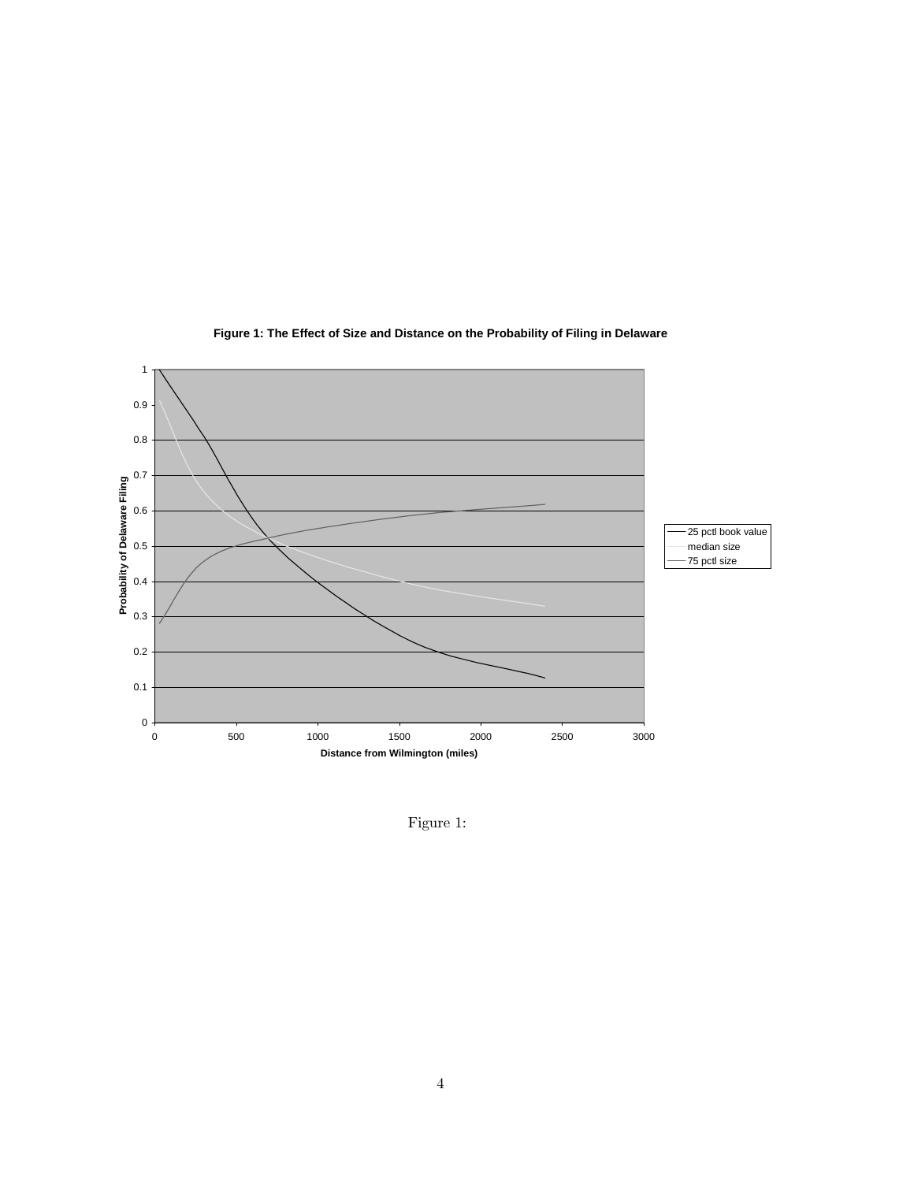**Figure 1: The Effect of Size and Distance on the Probability of Filing in Delaware**

Figure 1: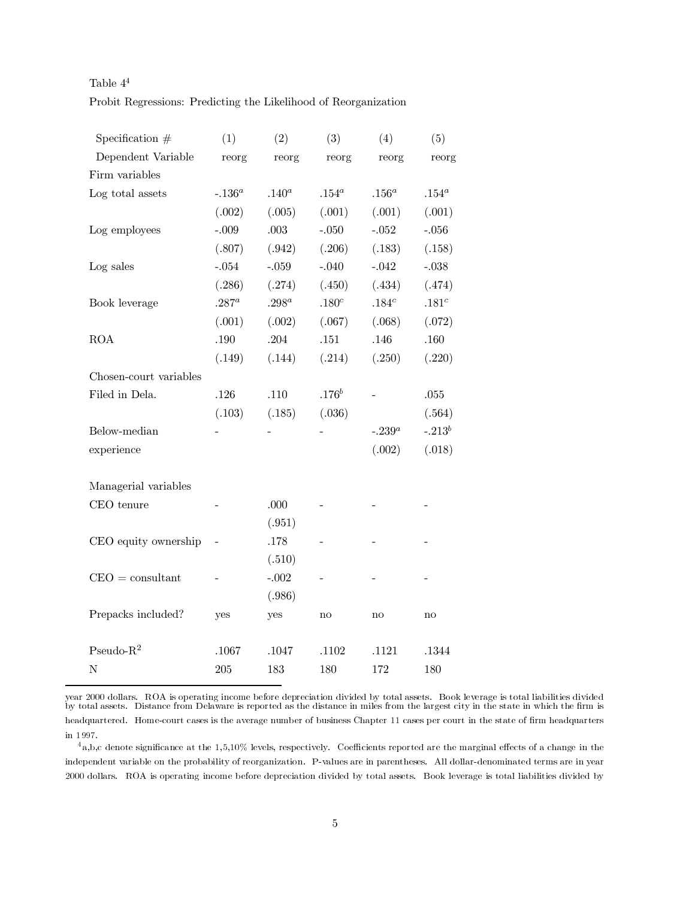Table 4[4]

Probit Regressions: Predicting the Likelihood of Reorganization

| Specification # | (1) | (2) | (3) | (4) | (5) |
|---|---|---|---|---|---|
| Dependent Variable | reorg | reorg | reorg | reorg | reorg |
| Firm variables | | | | | |
| Log total assets | -.136[a] | .140[a] | .154[a] | .156[a] | .154[a] |
| | (.002) | (.005) | (.001) | (.001) | (.001) |
| Log employees | -.009 | .003 | -.050 | -.052 | -.056 |
| | (.807) | (.942) | (.206) | (.183) | (.158) |
| Log sales | -.054 | -.059 | -.040 | -.042 | -.038 |
| | (.286) | (.274) | (.450) | (.434) | (.474) |
| Book leverage | .287[a] | .298[a] | .180[c] | .184[c] | .181[c] |
| | (.001) | (.002) | (.067) | (.068) | (.072) |
| ROA | .190 | .204 | .151 | .146 | .160 |
| | (.149) | (.144) | (.214) | (.250) | (.220) |
| Chosen-court variables | | | | | |
| Filed in Dela. | .126 | .110 | .176[b] | - | .055 |
| | (.103) | (.185) | (.036) | | (.564) |
| Below-median experience | - | - | - | -.239[a] | -.213[b] |
| | | | | (.002) | (.018) |
| Managerial variables | | | | | |
| CEO tenure | - | .000 | - | - | - |
| | | (.951) | | | |
| CEO equity ownership | - | .178 | - | - | - |
| | | (.510) | | | |
| CEO = consultant | - | -.002 | - | - | - |
| | | (.986) | | | |
| Prepacks included? | yes | yes | no | no | no |
| Pseudo-$R^2$ | .1067 | .1047 | .1102 | .1121 | .1344 |
| N | 205 | 183 | 180 | 172 | 180 |

year 2000 dollars. ROA is operating income before depreciation divided by total assets. Book leverage is total liabilities divided by total assets. Distance from Delaware is reported as the distance in miles from the largest city in the state in which the firm is headquartered. Home-court cases is the average number of business Chapter 11 cases per court in the state of firm headquarters in 1997.

[4] a,b,c denote significance at the 1,5,10% levels, respectively. Coefficients reported are the marginal effects of a change in the independent variable on the probability of reorganization. P-values are in parentheses. All dollar-denominated terms are in year 2000 dollars. ROA is operating income before depreciation divided by total assets. Book leverage is total liabilities divided by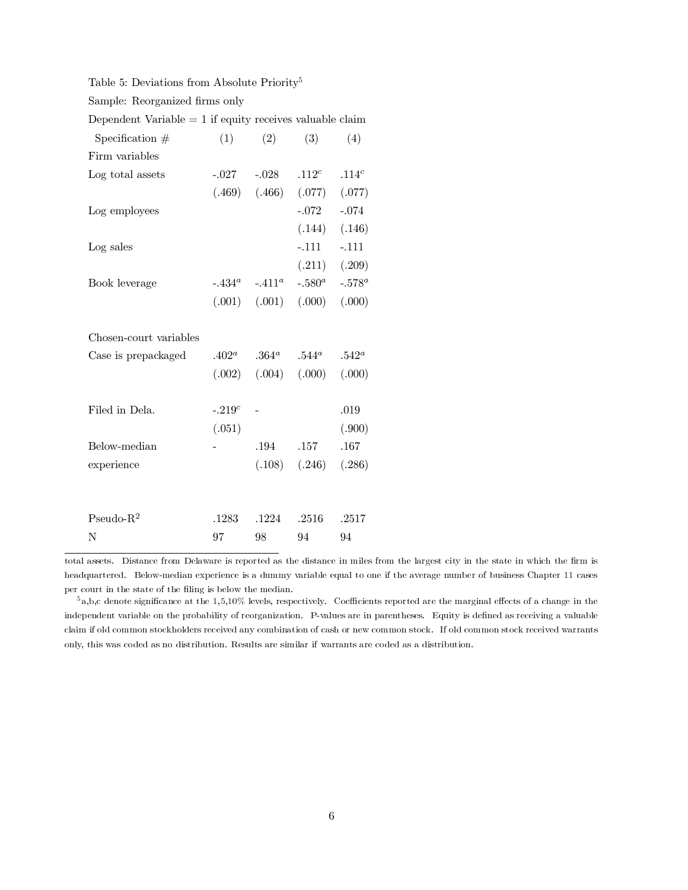Table 5: Deviations from Absolute Priority[5]

Sample: Reorganized firms only

Dependent Variable = 1 if equity receives valuable claim

| Specification # | (1) | (2) | (3) | (4) |
|---|---|---|---|---|
| Firm variables | | | | |
| Log total assets | -.027 | -.028 | .112[c] | .114[c] |
| | (.469) | (.466) | (.077) | (.077) |
| Log employees | | | -.072 | -.074 |
| | | | (.144) | (.146) |
| Log sales | | | -.111 | -.111 |
| | | | (.211) | (.209) |
| Book leverage | -.434[a] | -.411[a] | -.580[a] | -.578[a] |
| | (.001) | (.001) | (.000) | (.000) |
| Chosen-court variables | | | | |
| Case is prepackaged | .402[a] | .364[a] | .544[a] | .542[a] |
| | (.002) | (.004) | (.000) | (.000) |
| Filed in Dela. | -.219[c] | - | | .019 |
| | (.051) | | | (.900) |
| Below-median experience | - | .194 | .157 | .167 |
| | | (.108) | (.246) | (.286) |
| Pseudo-$R^2$ | .1283 | .1224 | .2516 | .2517 |
| N | 97 | 98 | 94 | 94 |

total assets. Distance from Delaware is reported as the distance in miles from the largest city in the state in which the firm is headquartered. Below-median experience is a dummy variable equal to one if the average number of business Chapter 11 cases per court in the state of the filing is below the median.

[5] a,b,c denote significance at the 1,5,10% levels, respectively. Coefficients reported are the marginal effects of a change in the independent variable on the probability of reorganization. P-values are in parentheses. Equity is defined as receiving a valuable claim if old common stockholders received any combination of cash or new common stock. If old common stock received warrants only, this was coded as no distribution. Results are similar if warrants are coded as a distribution.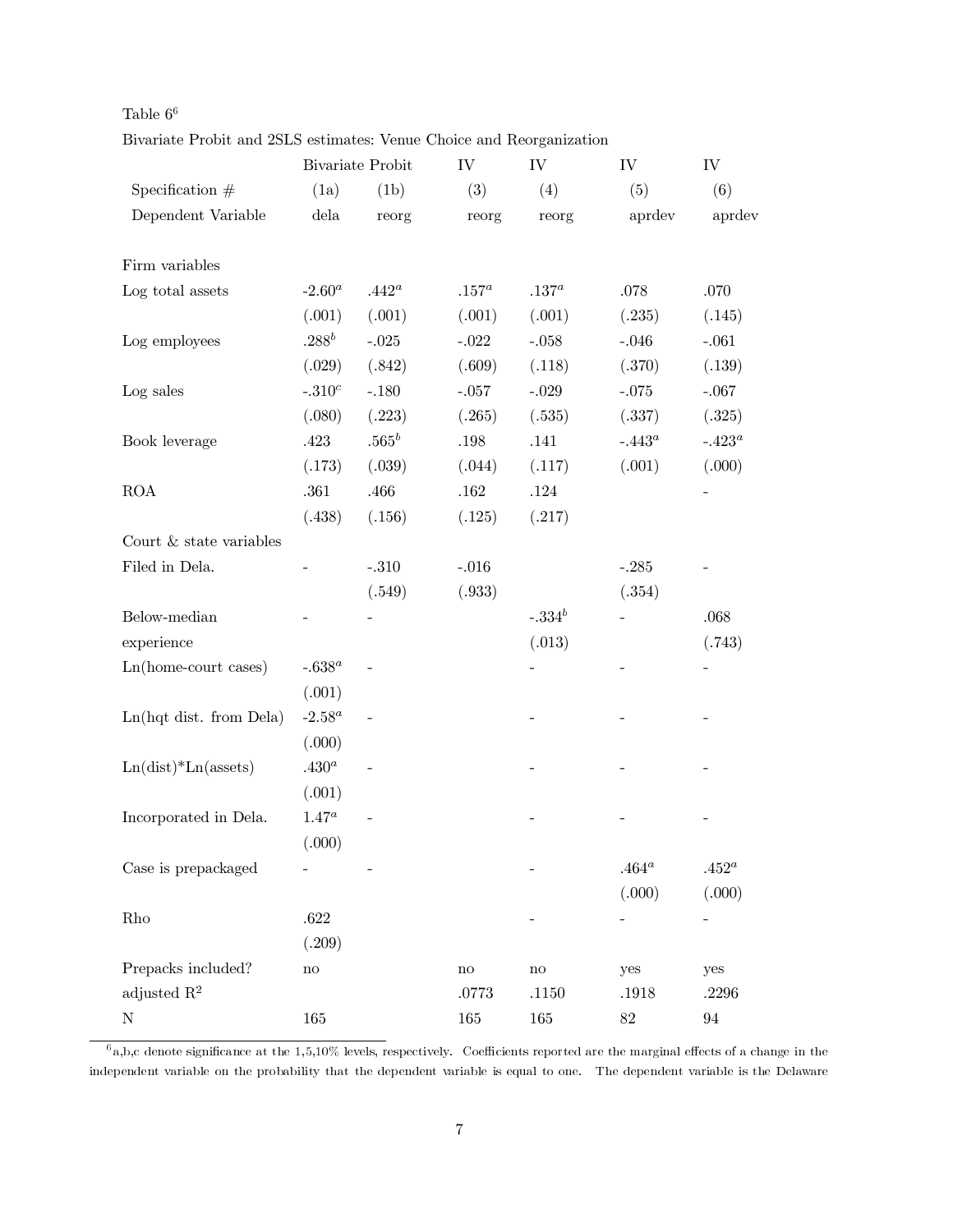Table 6[6]

Bivariate Probit and 2SLS estimates: Venue Choice and Reorganization

| | Bivariate Probit | | IV | IV | IV | IV |
|---|---|---|---|---|---|---|
| Specification # | (1a) | (1b) | (3) | (4) | (5) | (6) |
| Dependent Variable | dela | reorg | reorg | reorg | aprdev | aprdev |
| Firm variables | | | | | | |
| Log total assets | -2.60[a] | .442[a] | .157[a] | .137[a] | .078 | .070 |
| | (.001) | (.001) | (.001) | (.001) | (.235) | (.145) |
| Log employees | .288[b] | -.025 | -.022 | -.058 | -.046 | -.061 |
| | (.029) | (.842) | (.609) | (.118) | (.370) | (.139) |
| Log sales | -.310[c] | -.180 | -.057 | -.029 | -.075 | -.067 |
| | (.080) | (.223) | (.265) | (.535) | (.337) | (.325) |
| Book leverage | .423 | .565[b] | .198 | .141 | -.443[a] | -.423[a] |
| | (.173) | (.039) | (.044) | (.117) | (.001) | (.000) |
| ROA | .361 | .466 | .162 | .124 | | - |
| | (.438) | (.156) | (.125) | (.217) | | |
| Court & state variables | | | | | | |
| Filed in Dela. | - | -.310 | -.016 | | -.285 | - |
| | | (.549) | (.933) | | (.354) | |
| Below-median experience | - | - | | -.334[b] | - | .068 |
| | | | | (.013) | | (.743) |
| Ln(home-court cases) | -.638[a] | - | | - | - | - |
| | (.001) | | | | | |
| Ln(hqt dist. from Dela) | -2.58[a] | - | | - | - | - |
| | (.000) | | | | | |
| Ln(dist)*Ln(assets) | .430[a] | - | | - | - | - |
| | (.001) | | | | | |
| Incorporated in Dela. | 1.47[a] | - | | - | - | - |
| | (.000) | | | | | |
| Case is prepackaged | - | - | | - | .464[a] | .452[a] |
| | | | | | (.000) | (.000) |
| Rho | .622 | | | - | - | - |
| | (.209) | | | | | |
| Prepacks included? | no | | no | no | yes | yes |
| adjusted $R^2$ | | | .0773 | .1150 | .1918 | .2296 |
| N | 165 | | 165 | 165 | 82 | 94 |

[6] a,b,c denote significance at the 1,5,10% levels, respectively. Coefficients reported are the marginal effects of a change in the independent variable on the probability that the dependent variable is equal to one. The dependent variable is the Delaware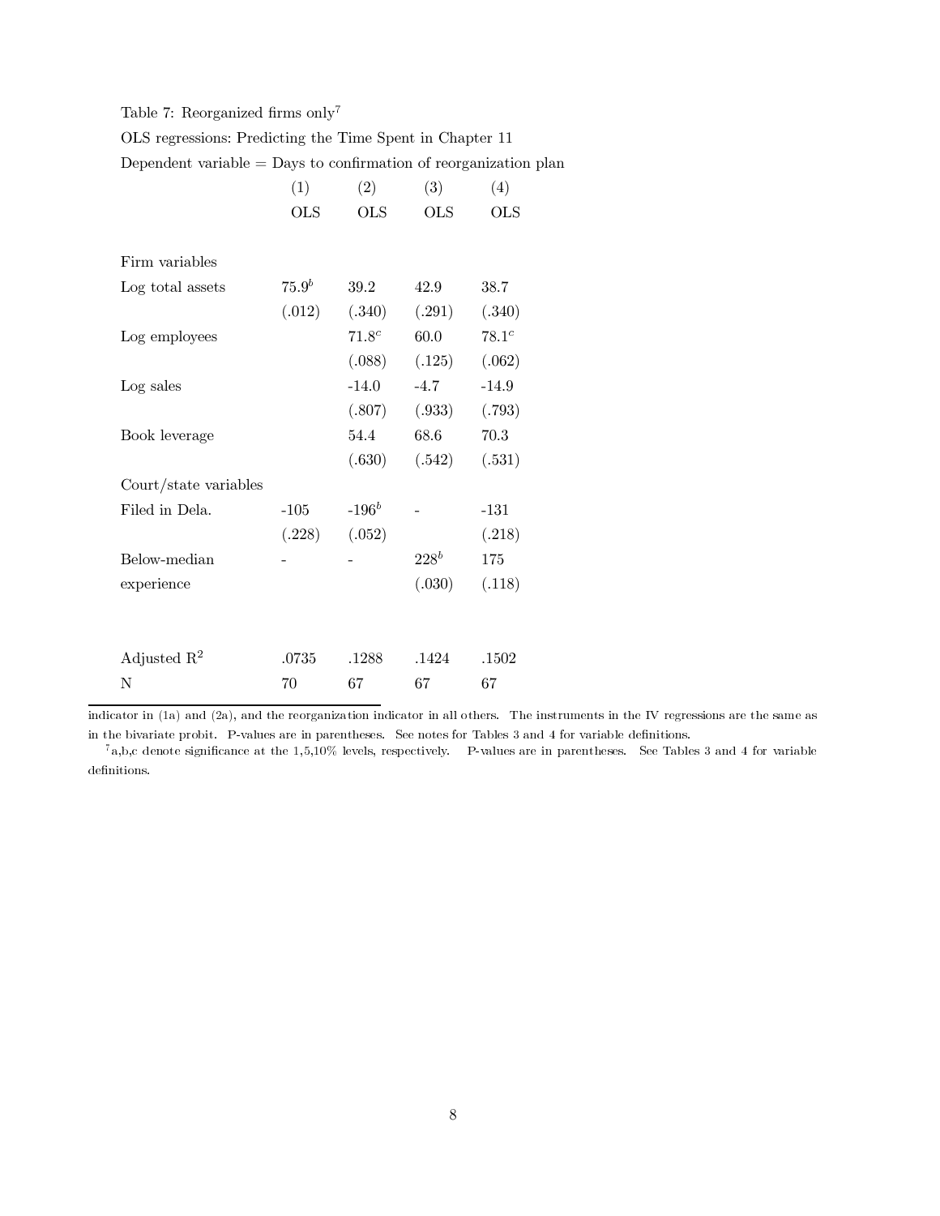Table 7: Reorganized firms only[7]

OLS regressions: Predicting the Time Spent in Chapter 11

Dependent variable = Days to confirmation of reorganization plan

| | (1) | (2) | (3) | (4) |
|---|---|---|---|---|
| | OLS | OLS | OLS | OLS |
| Firm variables | | | | |
| Log total assets | 75.9[b] | 39.2 | 42.9 | 38.7 |
| | (.012) | (.340) | (.291) | (.340) |
| Log employees | | 71.8[c] | 60.0 | 78.1[c] |
| | | (.088) | (.125) | (.062) |
| Log sales | | -14.0 | -4.7 | -14.9 |
| | | (.807) | (.933) | (.793) |
| Book leverage | | 54.4 | 68.6 | 70.3 |
| | | (.630) | (.542) | (.531) |
| Court/state variables | | | | |
| Filed in Dela. | -105 | -196[b] | - | -131 |
| | (.228) | (.052) | | (.218) |
| Below-median experience | - | - | 228[b] | 175 |
| | | | (.030) | (.118) |
| Adjusted $R^2$ | .0735 | .1288 | .1424 | .1502 |
| N | 70 | 67 | 67 | 67 |

indicator in (1a) and (2a), and the reorganization indicator in all others. The instruments in the IV regressions are the same as in the bivariate probit. P-values are in parentheses. See notes for Tables 3 and 4 for variable definitions.

[7] a,b,c denote significance at the 1,5,10% levels, respectively. P-values are in parentheses. See Tables 3 and 4 for variable definitions.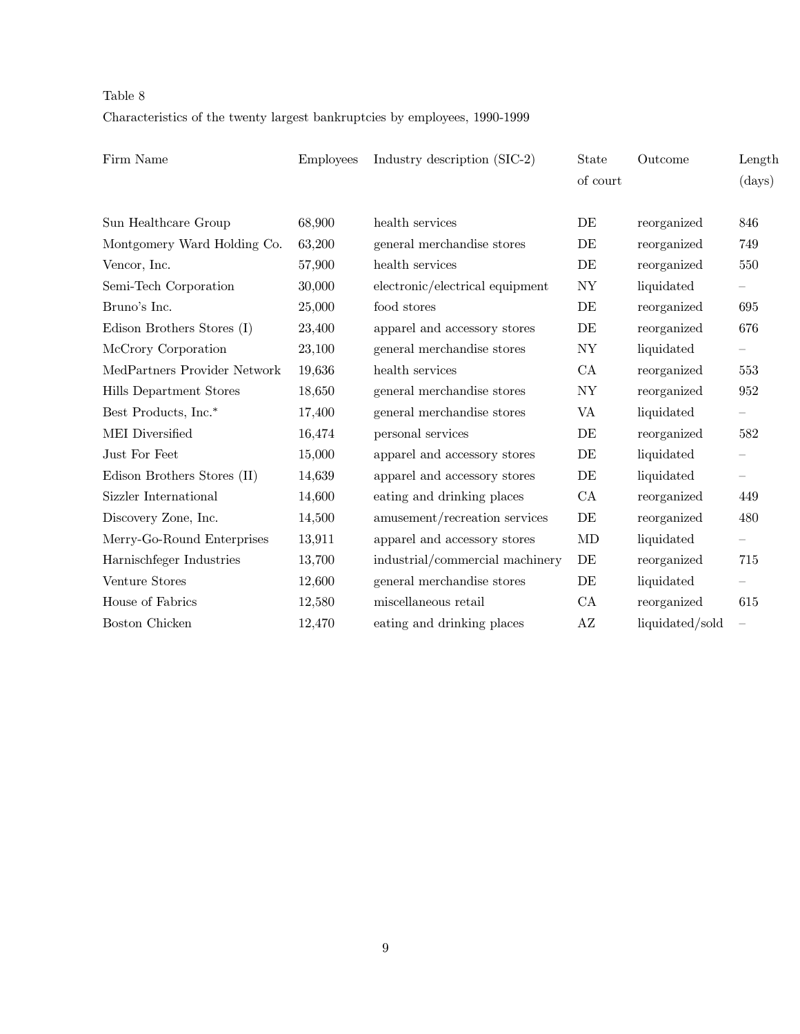Table 8

Characteristics of the twenty largest bankruptcies by employees, 1990-1999

| Firm Name | Employees | Industry description (SIC-2) | State of court | Outcome | Length (days) |
|---|---|---|---|---|---|
| Sun Healthcare Group | 68,900 | health services | DE | reorganized | 846 |
| Montgomery Ward Holding Co. | 63,200 | general merchandise stores | DE | reorganized | 749 |
| Vencor, Inc. | 57,900 | health services | DE | reorganized | 550 |
| Semi-Tech Corporation | 30,000 | electronic/electrical equipment | NY | liquidated | – |
| Bruno's Inc. | 25,000 | food stores | DE | reorganized | 695 |
| Edison Brothers Stores (I) | 23,400 | apparel and accessory stores | DE | reorganized | 676 |
| McCrory Corporation | 23,100 | general merchandise stores | NY | liquidated | – |
| MedPartners Provider Network | 19,636 | health services | CA | reorganized | 553 |
| Hills Department Stores | 18,650 | general merchandise stores | NY | reorganized | 952 |
| Best Products, Inc.* | 17,400 | general merchandise stores | VA | liquidated | – |
| MEI Diversified | 16,474 | personal services | DE | reorganized | 582 |
| Just For Feet | 15,000 | apparel and accessory stores | DE | liquidated | – |
| Edison Brothers Stores (II) | 14,639 | apparel and accessory stores | DE | liquidated | – |
| Sizzler International | 14,600 | eating and drinking places | CA | reorganized | 449 |
| Discovery Zone, Inc. | 14,500 | amusement/recreation services | DE | reorganized | 480 |
| Merry-Go-Round Enterprises | 13,911 | apparel and accessory stores | MD | liquidated | – |
| Harnischfeger Industries | 13,700 | industrial/commercial machinery | DE | reorganized | 715 |
| Venture Stores | 12,600 | general merchandise stores | DE | liquidated | – |
| House of Fabrics | 12,580 | miscellaneous retail | CA | reorganized | 615 |
| Boston Chicken | 12,470 | eating and drinking places | AZ | liquidated/sold | – |